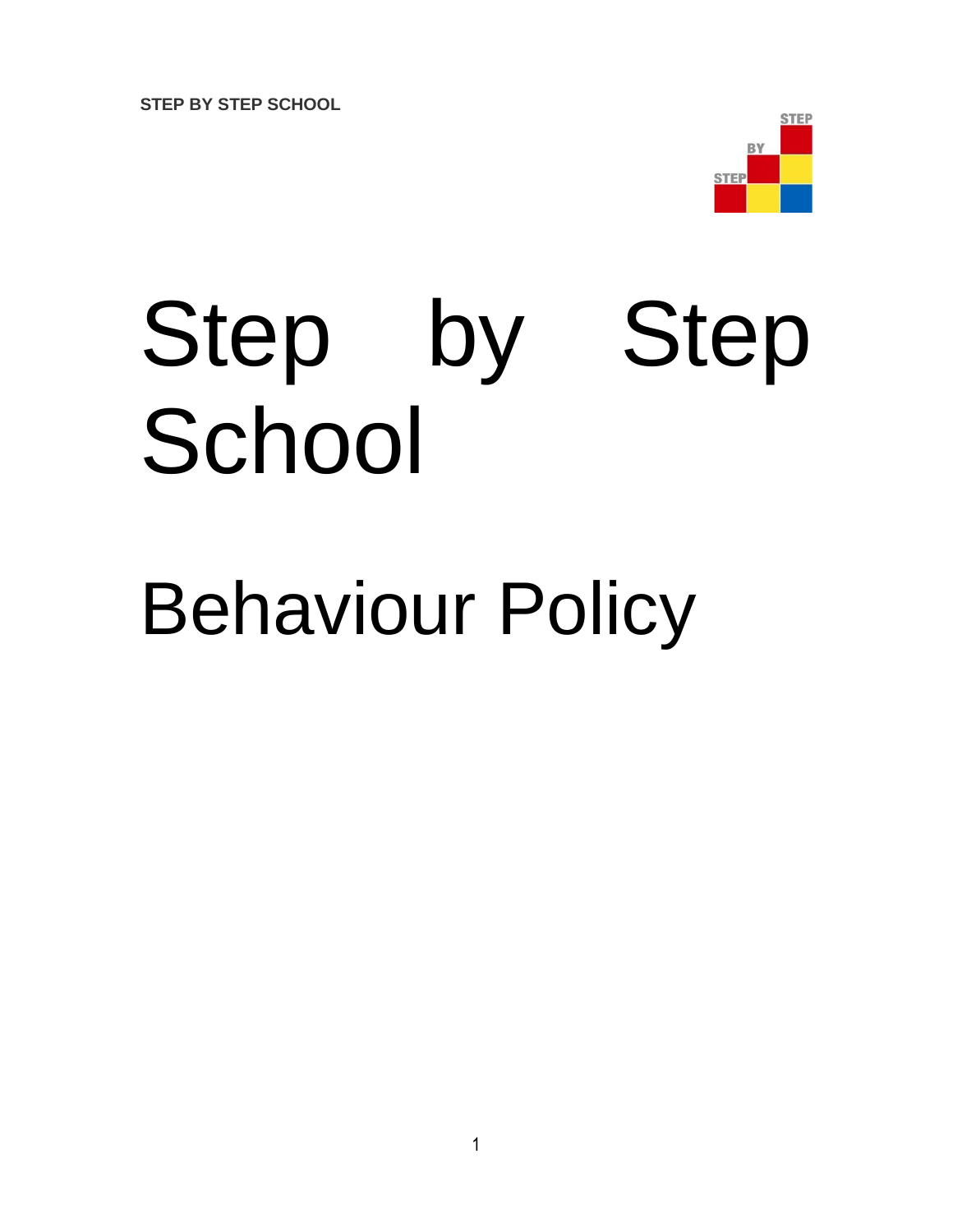# Step by Step School

# Behaviour Policy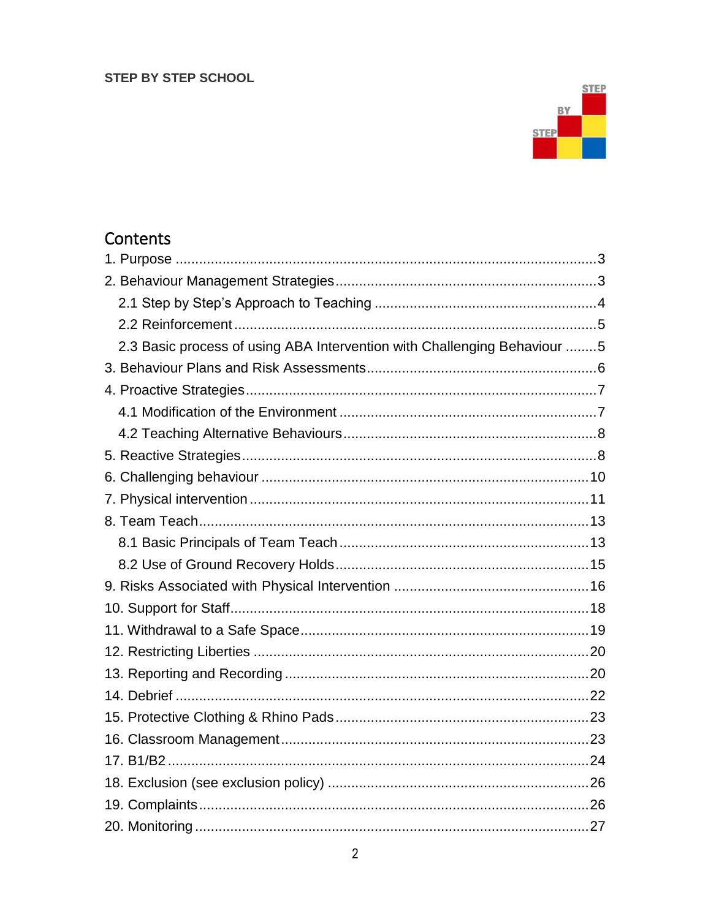STEP BY STEP SCHOOL

## Contents

1. Purpose ........................................................................................................3
2. Behaviour Management Strategies ...............................................................3
    - 2.1 Step by Step's Approach to Teaching ......................................................4
    - 2.2 Reinforcement .........................................................................................5
    - 2.3 Basic process of using ABA Intervention with Challenging Behaviour ........5
3. Behaviour Plans and Risk Assessments .........................................................6
4. Proactive Strategies .......................................................................................7
    - 4.1 Modification of the Environment ...............................................................7
    - 4.2 Teaching Alternative Behaviours ...............................................................8
5. Reactive Strategies .........................................................................................8
6. Challenging behaviour ..................................................................................10
7. Physical intervention .....................................................................................11
8. Team Teach ...................................................................................................13
    - 8.1 Basic Principals of Team Teach ..............................................................13
    - 8.2 Use of Ground Recovery Holds ...............................................................15
9. Risks Associated with Physical Intervention ................................................16
10. Support for Staff ..........................................................................................18
11. Withdrawal to a Safe Space .........................................................................19
12. Restricting Liberties .....................................................................................20
13. Reporting and Recording .............................................................................20
14. Debrief .........................................................................................................22
15. Protective Clothing & Rhino Pads ................................................................23
16. Classroom Management ..............................................................................23
17. B1/B2 ...........................................................................................................24
18. Exclusion (see exclusion policy) ..................................................................26
19. Complaints ...................................................................................................26
20. Monitoring ....................................................................................................27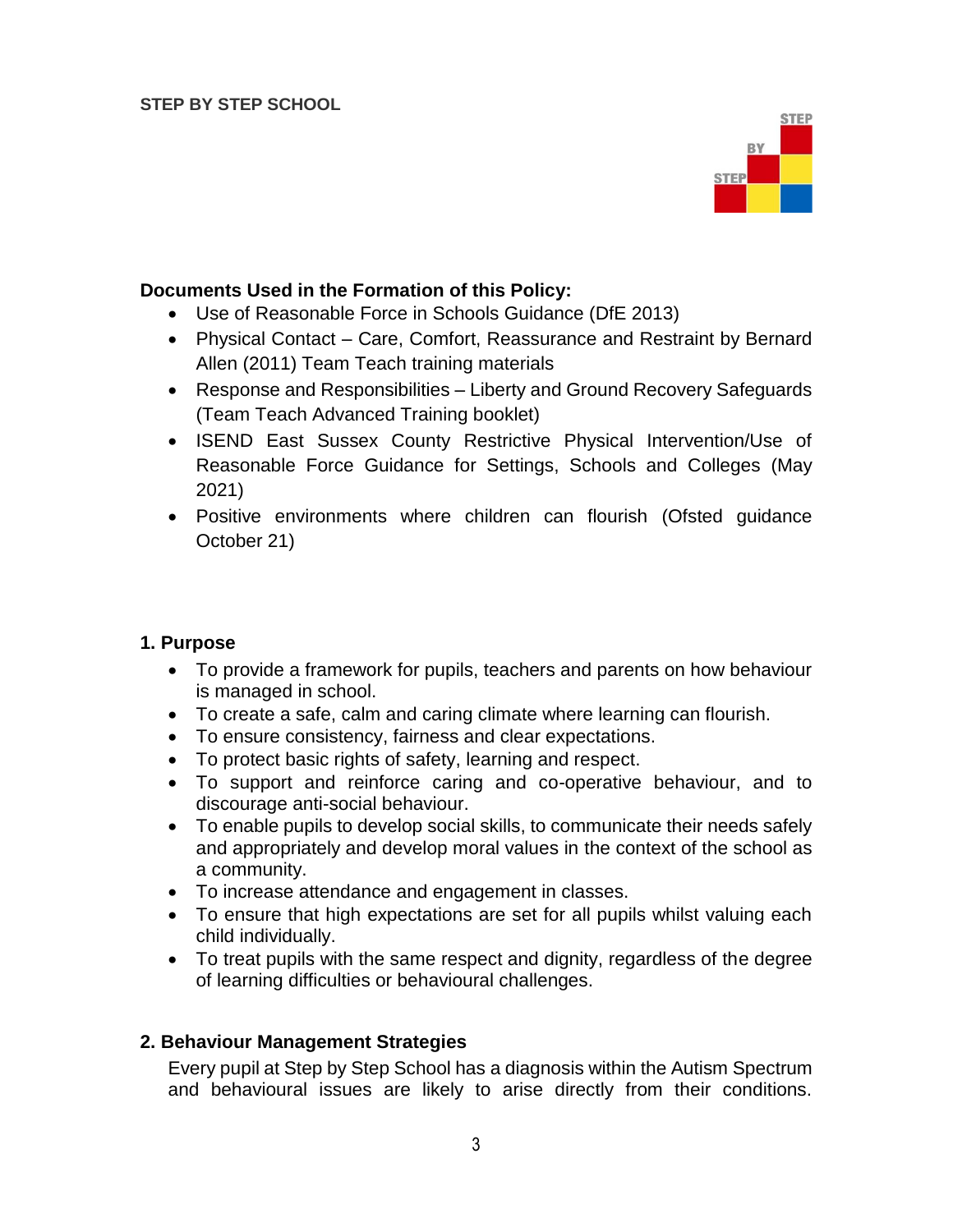**STEP BY STEP SCHOOL**

**Documents Used in the Formation of this Policy:**

- Use of Reasonable Force in Schools Guidance (DfE 2013)
- Physical Contact – Care, Comfort, Reassurance and Restraint by Bernard Allen (2011) Team Teach training materials
- Response and Responsibilities – Liberty and Ground Recovery Safeguards (Team Teach Advanced Training booklet)
- ISEND East Sussex County Restrictive Physical Intervention/Use of Reasonable Force Guidance for Settings, Schools and Colleges (May 2021)
- Positive environments where children can flourish (Ofsted guidance October 21)

## 1. Purpose

- To provide a framework for pupils, teachers and parents on how behaviour is managed in school.
- To create a safe, calm and caring climate where learning can flourish.
- To ensure consistency, fairness and clear expectations.
- To protect basic rights of safety, learning and respect.
- To support and reinforce caring and co-operative behaviour, and to discourage anti-social behaviour.
- To enable pupils to develop social skills, to communicate their needs safely and appropriately and develop moral values in the context of the school as a community.
- To increase attendance and engagement in classes.
- To ensure that high expectations are set for all pupils whilst valuing each child individually.
- To treat pupils with the same respect and dignity, regardless of the degree of learning difficulties or behavioural challenges.

## 2. Behaviour Management Strategies

Every pupil at Step by Step School has a diagnosis within the Autism Spectrum and behavioural issues are likely to arise directly from their conditions.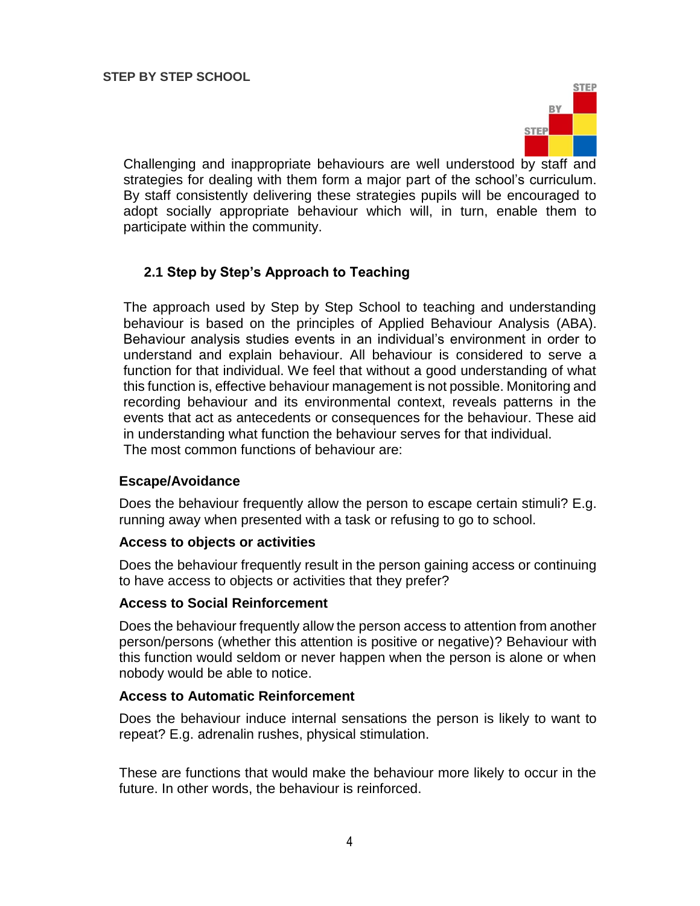Challenging and inappropriate behaviours are well understood by staff and strategies for dealing with them form a major part of the school's curriculum. By staff consistently delivering these strategies pupils will be encouraged to adopt socially appropriate behaviour which will, in turn, enable them to participate within the community.

## 2.1 Step by Step's Approach to Teaching

The approach used by Step by Step School to teaching and understanding behaviour is based on the principles of Applied Behaviour Analysis (ABA). Behaviour analysis studies events in an individual's environment in order to understand and explain behaviour. All behaviour is considered to serve a function for that individual. We feel that without a good understanding of what this function is, effective behaviour management is not possible. Monitoring and recording behaviour and its environmental context, reveals patterns in the events that act as antecedents or consequences for the behaviour. These aid in understanding what function the behaviour serves for that individual.
The most common functions of behaviour are:

**Escape/Avoidance**

Does the behaviour frequently allow the person to escape certain stimuli? E.g. running away when presented with a task or refusing to go to school.

**Access to objects or activities**

Does the behaviour frequently result in the person gaining access or continuing to have access to objects or activities that they prefer?

**Access to Social Reinforcement**

Does the behaviour frequently allow the person access to attention from another person/persons (whether this attention is positive or negative)? Behaviour with this function would seldom or never happen when the person is alone or when nobody would be able to notice.

**Access to Automatic Reinforcement**

Does the behaviour induce internal sensations the person is likely to want to repeat? E.g. adrenalin rushes, physical stimulation.

These are functions that would make the behaviour more likely to occur in the future. In other words, the behaviour is reinforced.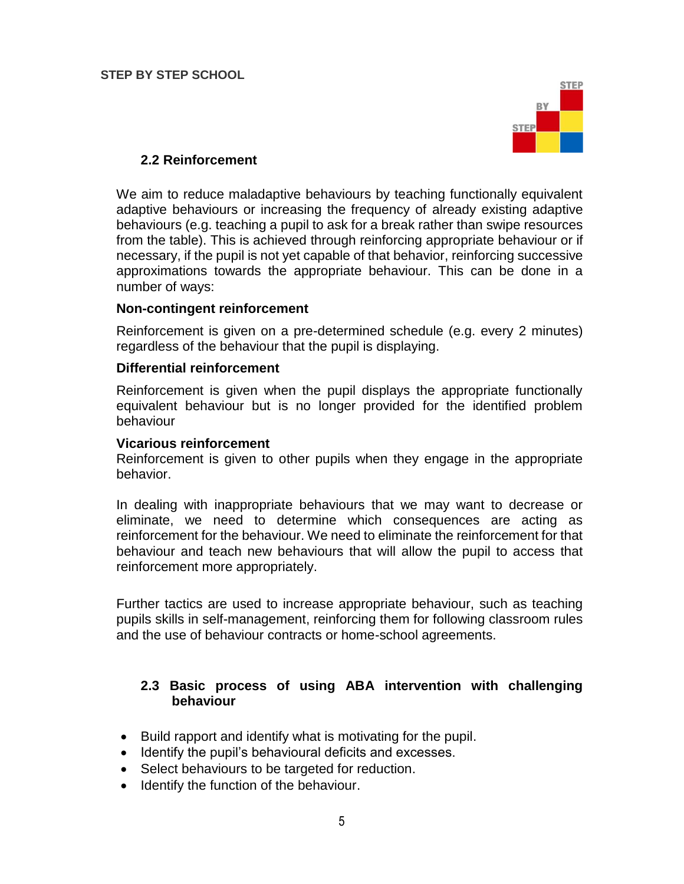## 2.2 Reinforcement

We aim to reduce maladaptive behaviours by teaching functionally equivalent adaptive behaviours or increasing the frequency of already existing adaptive behaviours (e.g. teaching a pupil to ask for a break rather than swipe resources from the table). This is achieved through reinforcing appropriate behaviour or if necessary, if the pupil is not yet capable of that behavior, reinforcing successive approximations towards the appropriate behaviour. This can be done in a number of ways:

**Non-contingent reinforcement**

Reinforcement is given on a pre-determined schedule (e.g. every 2 minutes) regardless of the behaviour that the pupil is displaying.

**Differential reinforcement**

Reinforcement is given when the pupil displays the appropriate functionally equivalent behaviour but is no longer provided for the identified problem behaviour

**Vicarious reinforcement**

Reinforcement is given to other pupils when they engage in the appropriate behavior.

In dealing with inappropriate behaviours that we may want to decrease or eliminate, we need to determine which consequences are acting as reinforcement for the behaviour. We need to eliminate the reinforcement for that behaviour and teach new behaviours that will allow the pupil to access that reinforcement more appropriately.

Further tactics are used to increase appropriate behaviour, such as teaching pupils skills in self-management, reinforcing them for following classroom rules and the use of behaviour contracts or home-school agreements.

## 2.3 Basic process of using ABA intervention with challenging behaviour

- Build rapport and identify what is motivating for the pupil.
- Identify the pupil's behavioural deficits and excesses.
- Select behaviours to be targeted for reduction.
- Identify the function of the behaviour.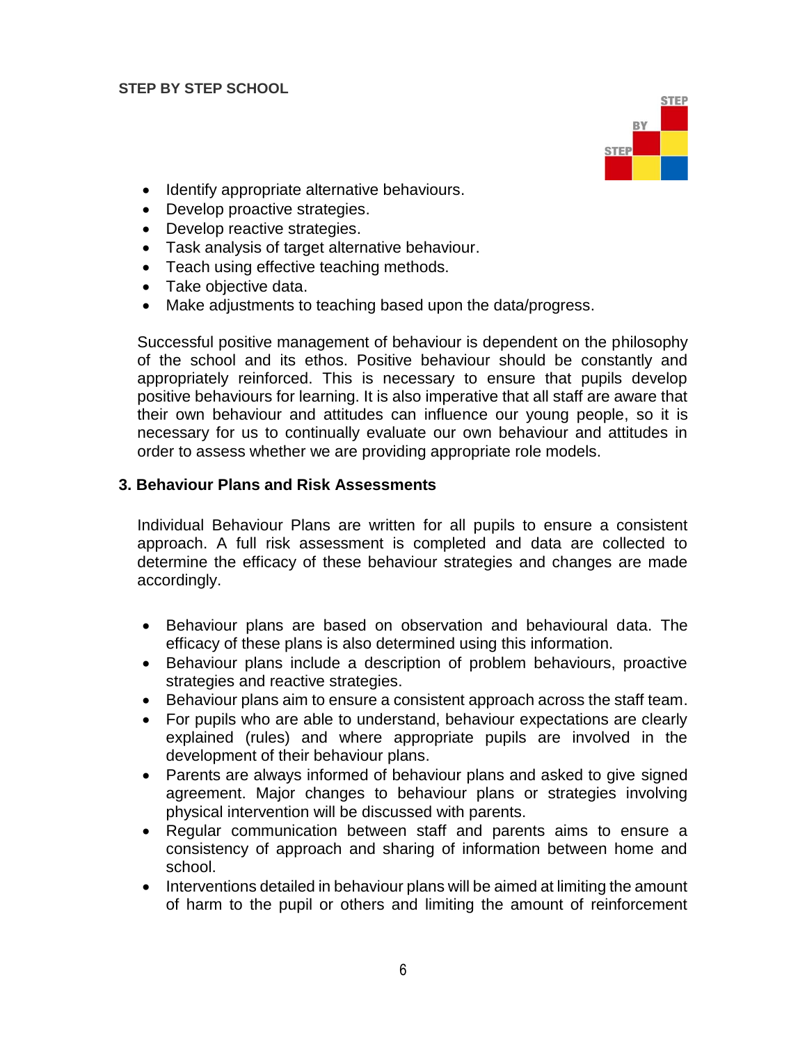- Identify appropriate alternative behaviours.
- Develop proactive strategies.
- Develop reactive strategies.
- Task analysis of target alternative behaviour.
- Teach using effective teaching methods.
- Take objective data.
- Make adjustments to teaching based upon the data/progress.

Successful positive management of behaviour is dependent on the philosophy of the school and its ethos. Positive behaviour should be constantly and appropriately reinforced. This is necessary to ensure that pupils develop positive behaviours for learning. It is also imperative that all staff are aware that their own behaviour and attitudes can influence our young people, so it is necessary for us to continually evaluate our own behaviour and attitudes in order to assess whether we are providing appropriate role models.

## 3. Behaviour Plans and Risk Assessments

Individual Behaviour Plans are written for all pupils to ensure a consistent approach. A full risk assessment is completed and data are collected to determine the efficacy of these behaviour strategies and changes are made accordingly.

- Behaviour plans are based on observation and behavioural data. The efficacy of these plans is also determined using this information.
- Behaviour plans include a description of problem behaviours, proactive strategies and reactive strategies.
- Behaviour plans aim to ensure a consistent approach across the staff team.
- For pupils who are able to understand, behaviour expectations are clearly explained (rules) and where appropriate pupils are involved in the development of their behaviour plans.
- Parents are always informed of behaviour plans and asked to give signed agreement. Major changes to behaviour plans or strategies involving physical intervention will be discussed with parents.
- Regular communication between staff and parents aims to ensure a consistency of approach and sharing of information between home and school.
- Interventions detailed in behaviour plans will be aimed at limiting the amount of harm to the pupil or others and limiting the amount of reinforcement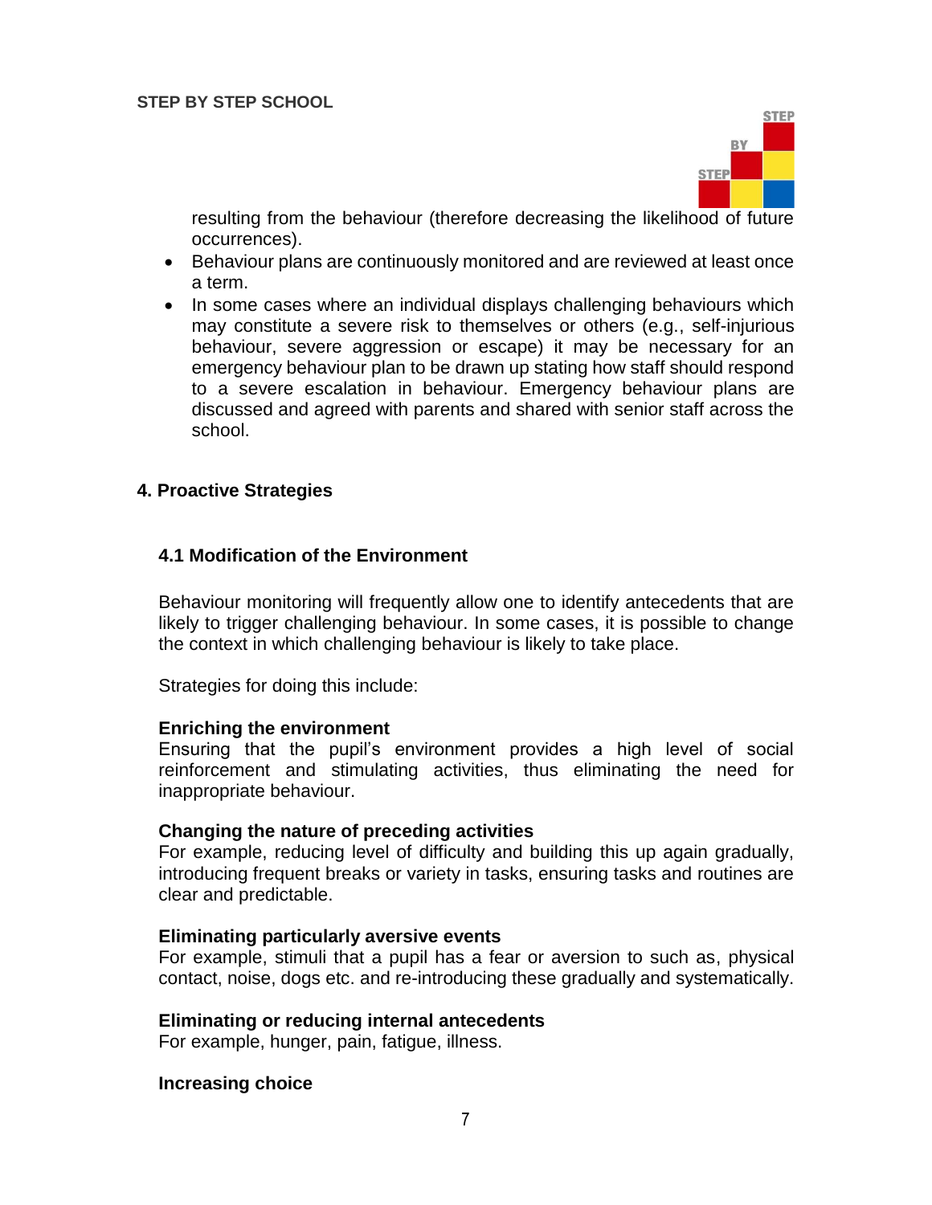resulting from the behaviour (therefore decreasing the likelihood of future occurrences).

- Behaviour plans are continuously monitored and are reviewed at least once a term.
- In some cases where an individual displays challenging behaviours which may constitute a severe risk to themselves or others (e.g., self-injurious behaviour, severe aggression or escape) it may be necessary for an emergency behaviour plan to be drawn up stating how staff should respond to a severe escalation in behaviour. Emergency behaviour plans are discussed and agreed with parents and shared with senior staff across the school.

## 4. Proactive Strategies

### 4.1 Modification of the Environment

Behaviour monitoring will frequently allow one to identify antecedents that are likely to trigger challenging behaviour. In some cases, it is possible to change the context in which challenging behaviour is likely to take place.

Strategies for doing this include:

**Enriching the environment**
Ensuring that the pupil's environment provides a high level of social reinforcement and stimulating activities, thus eliminating the need for inappropriate behaviour.

**Changing the nature of preceding activities**
For example, reducing level of difficulty and building this up again gradually, introducing frequent breaks or variety in tasks, ensuring tasks and routines are clear and predictable.

**Eliminating particularly aversive events**
For example, stimuli that a pupil has a fear or aversion to such as, physical contact, noise, dogs etc. and re-introducing these gradually and systematically.

**Eliminating or reducing internal antecedents**
For example, hunger, pain, fatigue, illness.

**Increasing choice**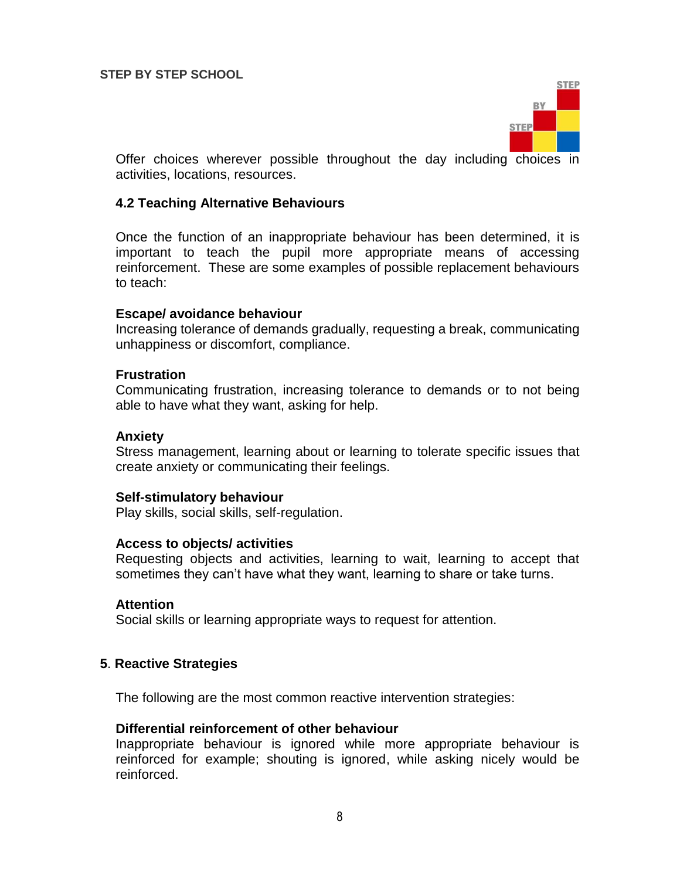Offer choices wherever possible throughout the day including choices in activities, locations, resources.

### 4.2 Teaching Alternative Behaviours

Once the function of an inappropriate behaviour has been determined, it is important to teach the pupil more appropriate means of accessing reinforcement. These are some examples of possible replacement behaviours to teach:

**Escape/ avoidance behaviour**
Increasing tolerance of demands gradually, requesting a break, communicating unhappiness or discomfort, compliance.

**Frustration**
Communicating frustration, increasing tolerance to demands or to not being able to have what they want, asking for help.

**Anxiety**
Stress management, learning about or learning to tolerate specific issues that create anxiety or communicating their feelings.

**Self-stimulatory behaviour**
Play skills, social skills, self-regulation.

**Access to objects/ activities**
Requesting objects and activities, learning to wait, learning to accept that sometimes they can't have what they want, learning to share or take turns.

**Attention**
Social skills or learning appropriate ways to request for attention.

## 5. Reactive Strategies

The following are the most common reactive intervention strategies:

**Differential reinforcement of other behaviour**
Inappropriate behaviour is ignored while more appropriate behaviour is reinforced for example; shouting is ignored, while asking nicely would be reinforced.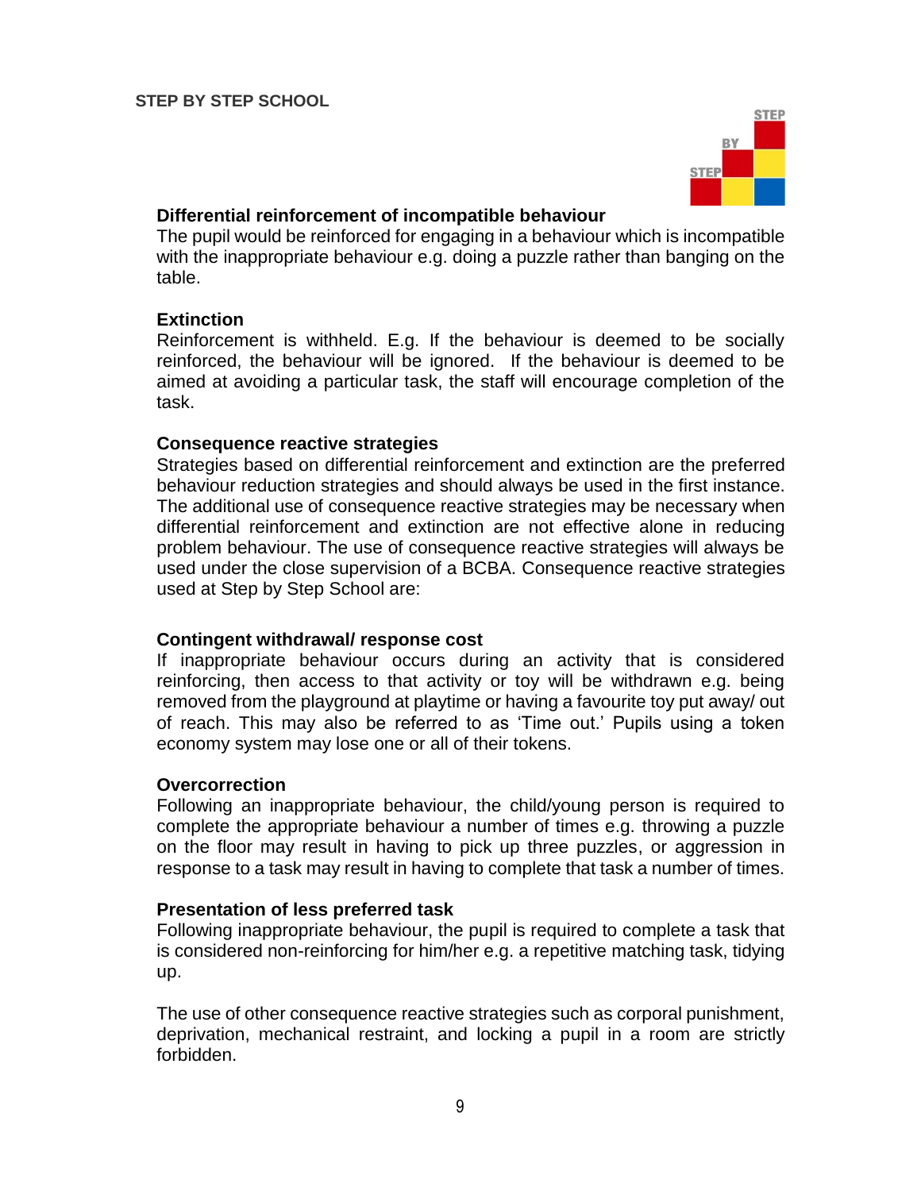**Differential reinforcement of incompatible behaviour**

The pupil would be reinforced for engaging in a behaviour which is incompatible with the inappropriate behaviour e.g. doing a puzzle rather than banging on the table.

**Extinction**

Reinforcement is withheld. E.g. If the behaviour is deemed to be socially reinforced, the behaviour will be ignored. If the behaviour is deemed to be aimed at avoiding a particular task, the staff will encourage completion of the task.

**Consequence reactive strategies**

Strategies based on differential reinforcement and extinction are the preferred behaviour reduction strategies and should always be used in the first instance. The additional use of consequence reactive strategies may be necessary when differential reinforcement and extinction are not effective alone in reducing problem behaviour. The use of consequence reactive strategies will always be used under the close supervision of a BCBA. Consequence reactive strategies used at Step by Step School are:

**Contingent withdrawal/ response cost**

If inappropriate behaviour occurs during an activity that is considered reinforcing, then access to that activity or toy will be withdrawn e.g. being removed from the playground at playtime or having a favourite toy put away/ out of reach. This may also be referred to as 'Time out.' Pupils using a token economy system may lose one or all of their tokens.

**Overcorrection**

Following an inappropriate behaviour, the child/young person is required to complete the appropriate behaviour a number of times e.g. throwing a puzzle on the floor may result in having to pick up three puzzles, or aggression in response to a task may result in having to complete that task a number of times.

**Presentation of less preferred task**

Following inappropriate behaviour, the pupil is required to complete a task that is considered non-reinforcing for him/her e.g. a repetitive matching task, tidying up.

The use of other consequence reactive strategies such as corporal punishment, deprivation, mechanical restraint, and locking a pupil in a room are strictly forbidden.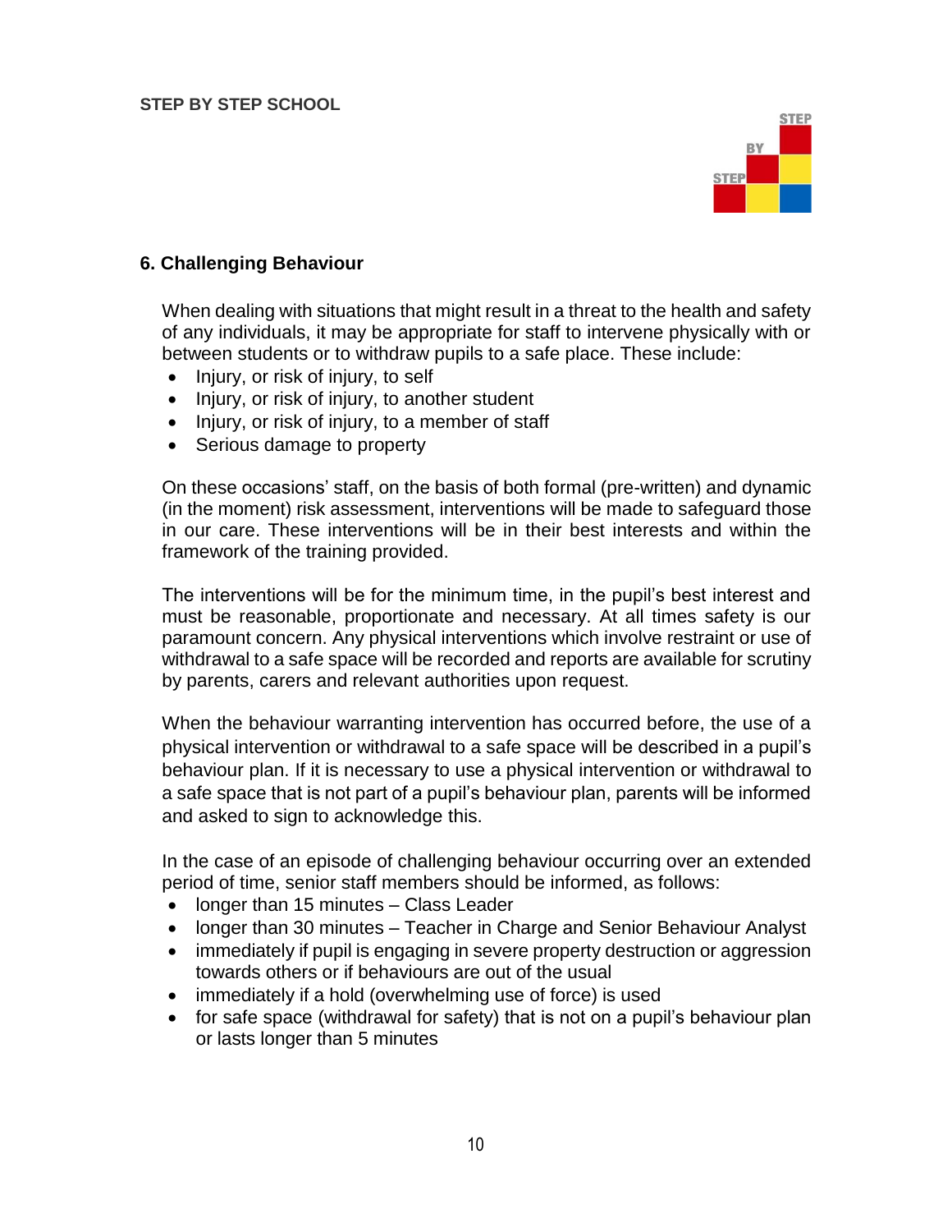## 6. Challenging Behaviour

When dealing with situations that might result in a threat to the health and safety of any individuals, it may be appropriate for staff to intervene physically with or between students or to withdraw pupils to a safe place. These include:

- Injury, or risk of injury, to self
- Injury, or risk of injury, to another student
- Injury, or risk of injury, to a member of staff
- Serious damage to property

On these occasions' staff, on the basis of both formal (pre-written) and dynamic (in the moment) risk assessment, interventions will be made to safeguard those in our care. These interventions will be in their best interests and within the framework of the training provided.

The interventions will be for the minimum time, in the pupil's best interest and must be reasonable, proportionate and necessary. At all times safety is our paramount concern. Any physical interventions which involve restraint or use of withdrawal to a safe space will be recorded and reports are available for scrutiny by parents, carers and relevant authorities upon request.

When the behaviour warranting intervention has occurred before, the use of a physical intervention or withdrawal to a safe space will be described in a pupil's behaviour plan. If it is necessary to use a physical intervention or withdrawal to a safe space that is not part of a pupil's behaviour plan, parents will be informed and asked to sign to acknowledge this.

In the case of an episode of challenging behaviour occurring over an extended period of time, senior staff members should be informed, as follows:

- longer than 15 minutes – Class Leader
- longer than 30 minutes – Teacher in Charge and Senior Behaviour Analyst
- immediately if pupil is engaging in severe property destruction or aggression towards others or if behaviours are out of the usual
- immediately if a hold (overwhelming use of force) is used
- for safe space (withdrawal for safety) that is not on a pupil's behaviour plan or lasts longer than 5 minutes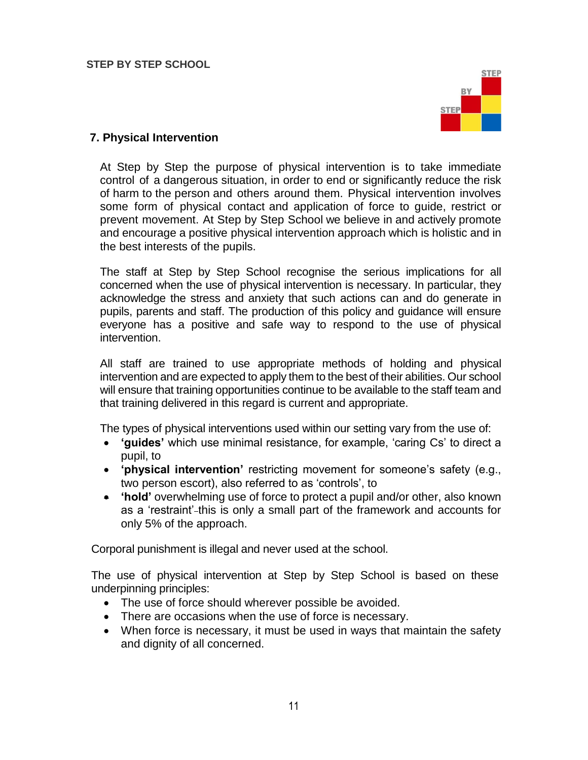## 7. Physical Intervention

At Step by Step the purpose of physical intervention is to take immediate control of a dangerous situation, in order to end or significantly reduce the risk of harm to the person and others around them. Physical intervention involves some form of physical contact and application of force to guide, restrict or prevent movement. At Step by Step School we believe in and actively promote and encourage a positive physical intervention approach which is holistic and in the best interests of the pupils.

The staff at Step by Step School recognise the serious implications for all concerned when the use of physical intervention is necessary. In particular, they acknowledge the stress and anxiety that such actions can and do generate in pupils, parents and staff. The production of this policy and guidance will ensure everyone has a positive and safe way to respond to the use of physical intervention.

All staff are trained to use appropriate methods of holding and physical intervention and are expected to apply them to the best of their abilities. Our school will ensure that training opportunities continue to be available to the staff team and that training delivered in this regard is current and appropriate.

The types of physical interventions used within our setting vary from the use of:

- **'guides'** which use minimal resistance, for example, 'caring Cs' to direct a pupil, to
- **'physical intervention'** restricting movement for someone's safety (e.g., two person escort), also referred to as 'controls', to
- **'hold'** overwhelming use of force to protect a pupil and/or other, also known as a 'restraint'-this is only a small part of the framework and accounts for only 5% of the approach.

Corporal punishment is illegal and never used at the school.

The use of physical intervention at Step by Step School is based on these underpinning principles:

- The use of force should wherever possible be avoided.
- There are occasions when the use of force is necessary.
- When force is necessary, it must be used in ways that maintain the safety and dignity of all concerned.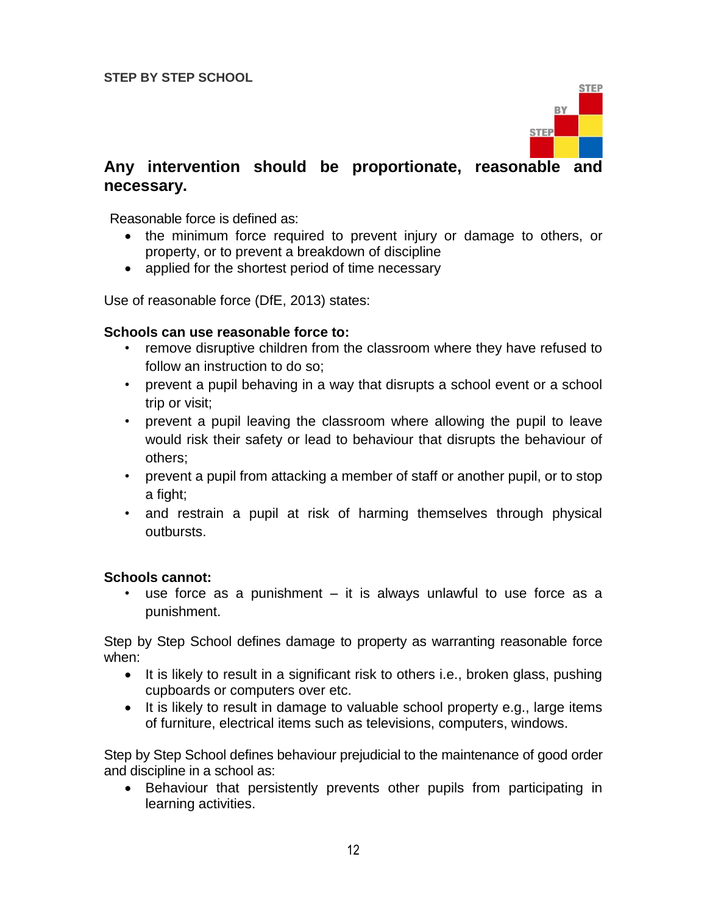**Any intervention should be proportionate, reasonable and necessary.**

Reasonable force is defined as:

- the minimum force required to prevent injury or damage to others, or property, or to prevent a breakdown of discipline
- applied for the shortest period of time necessary

Use of reasonable force (DfE, 2013) states:

**Schools can use reasonable force to:**

- remove disruptive children from the classroom where they have refused to follow an instruction to do so;
- prevent a pupil behaving in a way that disrupts a school event or a school trip or visit;
- prevent a pupil leaving the classroom where allowing the pupil to leave would risk their safety or lead to behaviour that disrupts the behaviour of others;
- prevent a pupil from attacking a member of staff or another pupil, or to stop a fight;
- and restrain a pupil at risk of harming themselves through physical outbursts.

**Schools cannot:**

- use force as a punishment – it is always unlawful to use force as a punishment.

Step by Step School defines damage to property as warranting reasonable force when:

- It is likely to result in a significant risk to others i.e., broken glass, pushing cupboards or computers over etc.
- It is likely to result in damage to valuable school property e.g., large items of furniture, electrical items such as televisions, computers, windows.

Step by Step School defines behaviour prejudicial to the maintenance of good order and discipline in a school as:

- Behaviour that persistently prevents other pupils from participating in learning activities.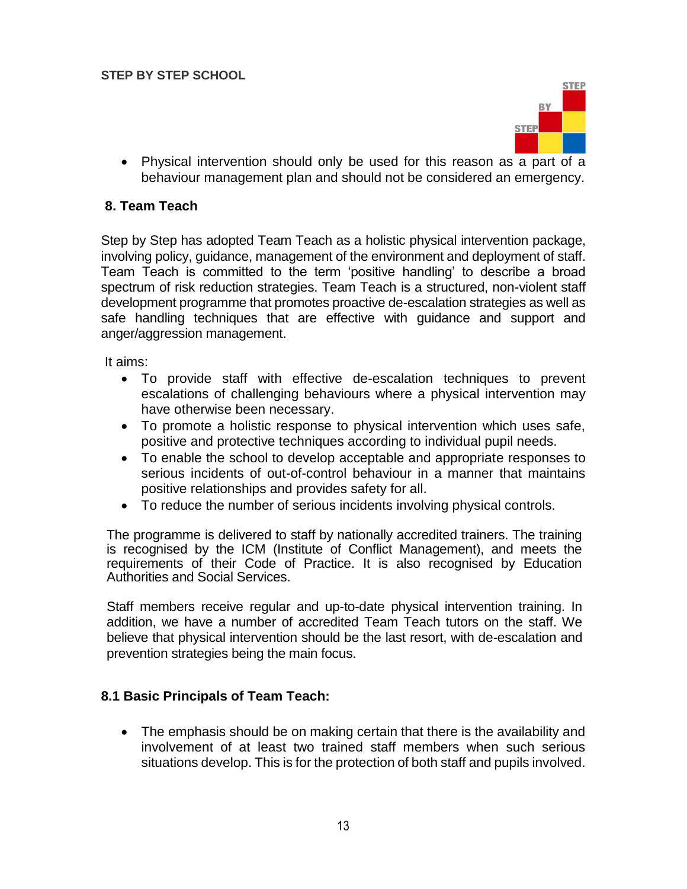- Physical intervention should only be used for this reason as a part of a behaviour management plan and should not be considered an emergency.

## 8. Team Teach

Step by Step has adopted Team Teach as a holistic physical intervention package, involving policy, guidance, management of the environment and deployment of staff. Team Teach is committed to the term 'positive handling' to describe a broad spectrum of risk reduction strategies. Team Teach is a structured, non-violent staff development programme that promotes proactive de-escalation strategies as well as safe handling techniques that are effective with guidance and support and anger/aggression management.

It aims:

- To provide staff with effective de-escalation techniques to prevent escalations of challenging behaviours where a physical intervention may have otherwise been necessary.
- To promote a holistic response to physical intervention which uses safe, positive and protective techniques according to individual pupil needs.
- To enable the school to develop acceptable and appropriate responses to serious incidents of out-of-control behaviour in a manner that maintains positive relationships and provides safety for all.
- To reduce the number of serious incidents involving physical controls.

The programme is delivered to staff by nationally accredited trainers. The training is recognised by the ICM (Institute of Conflict Management), and meets the requirements of their Code of Practice. It is also recognised by Education Authorities and Social Services.

Staff members receive regular and up-to-date physical intervention training. In addition, we have a number of accredited Team Teach tutors on the staff. We believe that physical intervention should be the last resort, with de-escalation and prevention strategies being the main focus.

### 8.1 Basic Principals of Team Teach:

- The emphasis should be on making certain that there is the availability and involvement of at least two trained staff members when such serious situations develop. This is for the protection of both staff and pupils involved.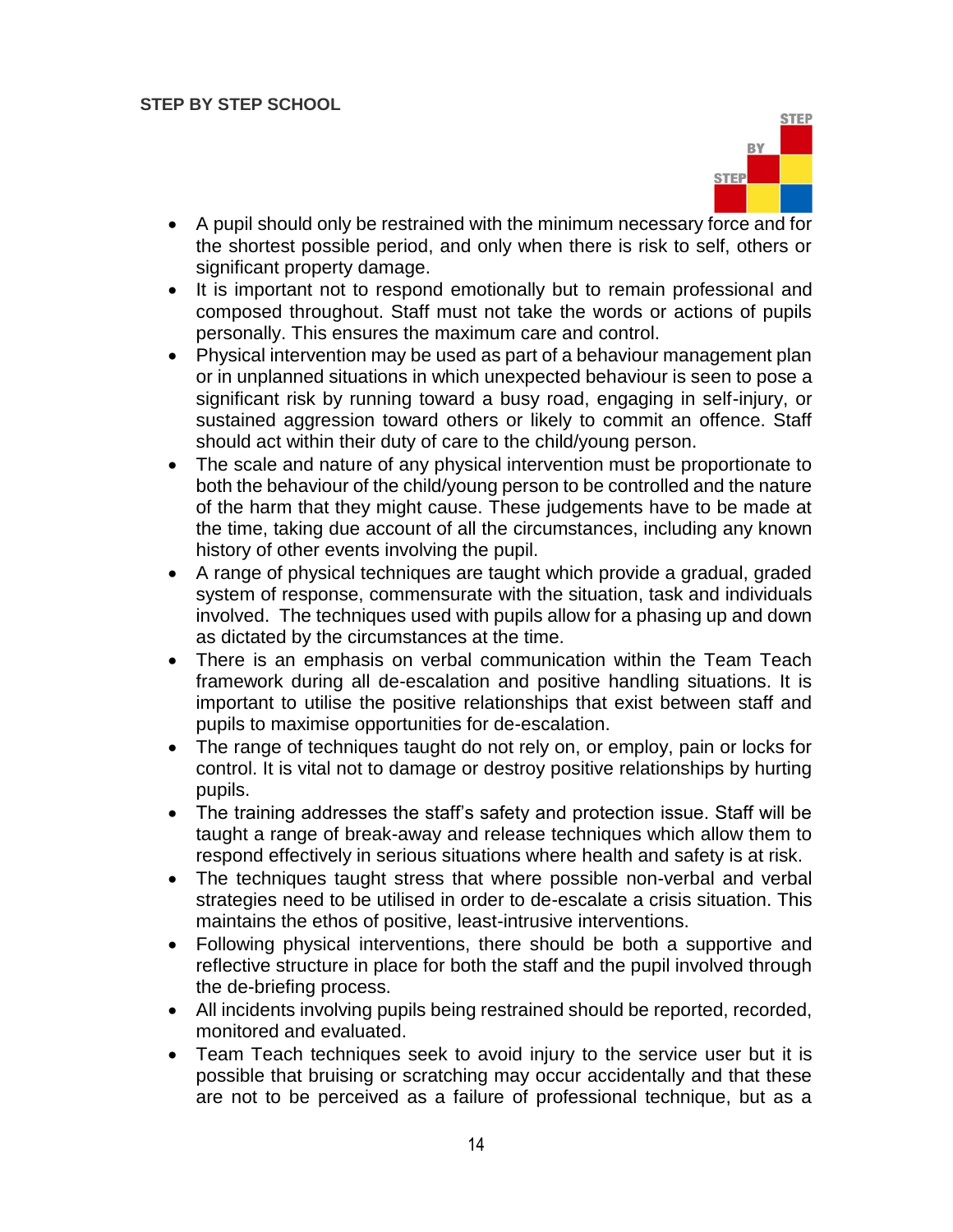- A pupil should only be restrained with the minimum necessary force and for the shortest possible period, and only when there is risk to self, others or significant property damage.
- It is important not to respond emotionally but to remain professional and composed throughout. Staff must not take the words or actions of pupils personally. This ensures the maximum care and control.
- Physical intervention may be used as part of a behaviour management plan or in unplanned situations in which unexpected behaviour is seen to pose a significant risk by running toward a busy road, engaging in self-injury, or sustained aggression toward others or likely to commit an offence. Staff should act within their duty of care to the child/young person.
- The scale and nature of any physical intervention must be proportionate to both the behaviour of the child/young person to be controlled and the nature of the harm that they might cause. These judgements have to be made at the time, taking due account of all the circumstances, including any known history of other events involving the pupil.
- A range of physical techniques are taught which provide a gradual, graded system of response, commensurate with the situation, task and individuals involved. The techniques used with pupils allow for a phasing up and down as dictated by the circumstances at the time.
- There is an emphasis on verbal communication within the Team Teach framework during all de-escalation and positive handling situations. It is important to utilise the positive relationships that exist between staff and pupils to maximise opportunities for de-escalation.
- The range of techniques taught do not rely on, or employ, pain or locks for control. It is vital not to damage or destroy positive relationships by hurting pupils.
- The training addresses the staff's safety and protection issue. Staff will be taught a range of break-away and release techniques which allow them to respond effectively in serious situations where health and safety is at risk.
- The techniques taught stress that where possible non-verbal and verbal strategies need to be utilised in order to de-escalate a crisis situation. This maintains the ethos of positive, least-intrusive interventions.
- Following physical interventions, there should be both a supportive and reflective structure in place for both the staff and the pupil involved through the de-briefing process.
- All incidents involving pupils being restrained should be reported, recorded, monitored and evaluated.
- Team Teach techniques seek to avoid injury to the service user but it is possible that bruising or scratching may occur accidentally and that these are not to be perceived as a failure of professional technique, but as a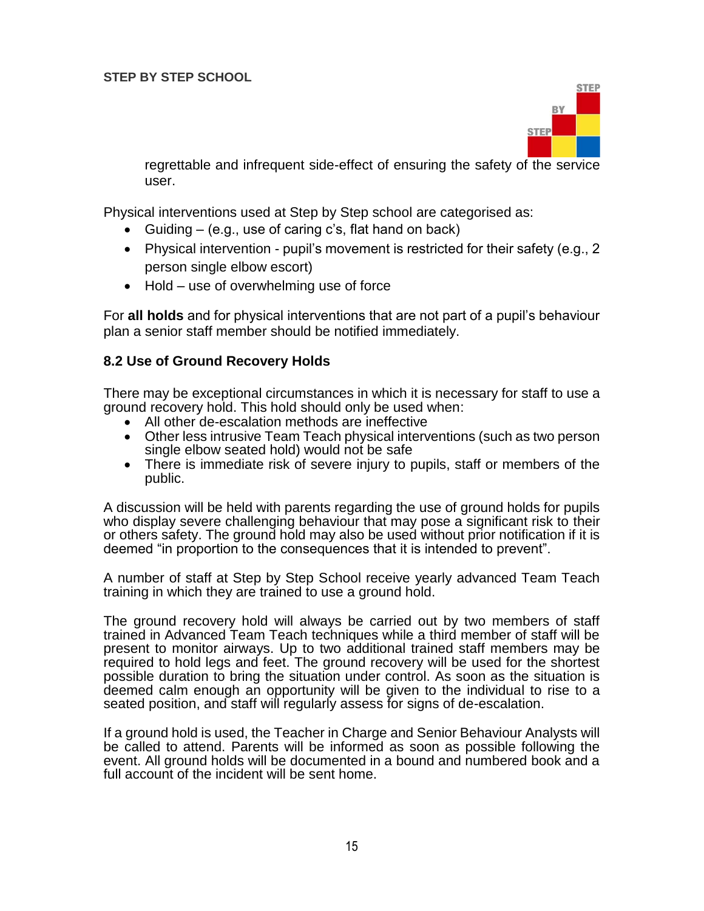regrettable and infrequent side-effect of ensuring the safety of the service user.

Physical interventions used at Step by Step school are categorised as:

- Guiding – (e.g., use of caring c's, flat hand on back)
- Physical intervention - pupil's movement is restricted for their safety (e.g., 2 person single elbow escort)
- Hold – use of overwhelming use of force

For **all holds** and for physical interventions that are not part of a pupil's behaviour plan a senior staff member should be notified immediately.

### 8.2 Use of Ground Recovery Holds

There may be exceptional circumstances in which it is necessary for staff to use a ground recovery hold. This hold should only be used when:

- All other de-escalation methods are ineffective
- Other less intrusive Team Teach physical interventions (such as two person single elbow seated hold) would not be safe
- There is immediate risk of severe injury to pupils, staff or members of the public.

A discussion will be held with parents regarding the use of ground holds for pupils who display severe challenging behaviour that may pose a significant risk to their or others safety. The ground hold may also be used without prior notification if it is deemed "in proportion to the consequences that it is intended to prevent".

A number of staff at Step by Step School receive yearly advanced Team Teach training in which they are trained to use a ground hold.

The ground recovery hold will always be carried out by two members of staff trained in Advanced Team Teach techniques while a third member of staff will be present to monitor airways. Up to two additional trained staff members may be required to hold legs and feet. The ground recovery will be used for the shortest possible duration to bring the situation under control. As soon as the situation is deemed calm enough an opportunity will be given to the individual to rise to a seated position, and staff will regularly assess for signs of de-escalation.

If a ground hold is used, the Teacher in Charge and Senior Behaviour Analysts will be called to attend. Parents will be informed as soon as possible following the event. All ground holds will be documented in a bound and numbered book and a full account of the incident will be sent home.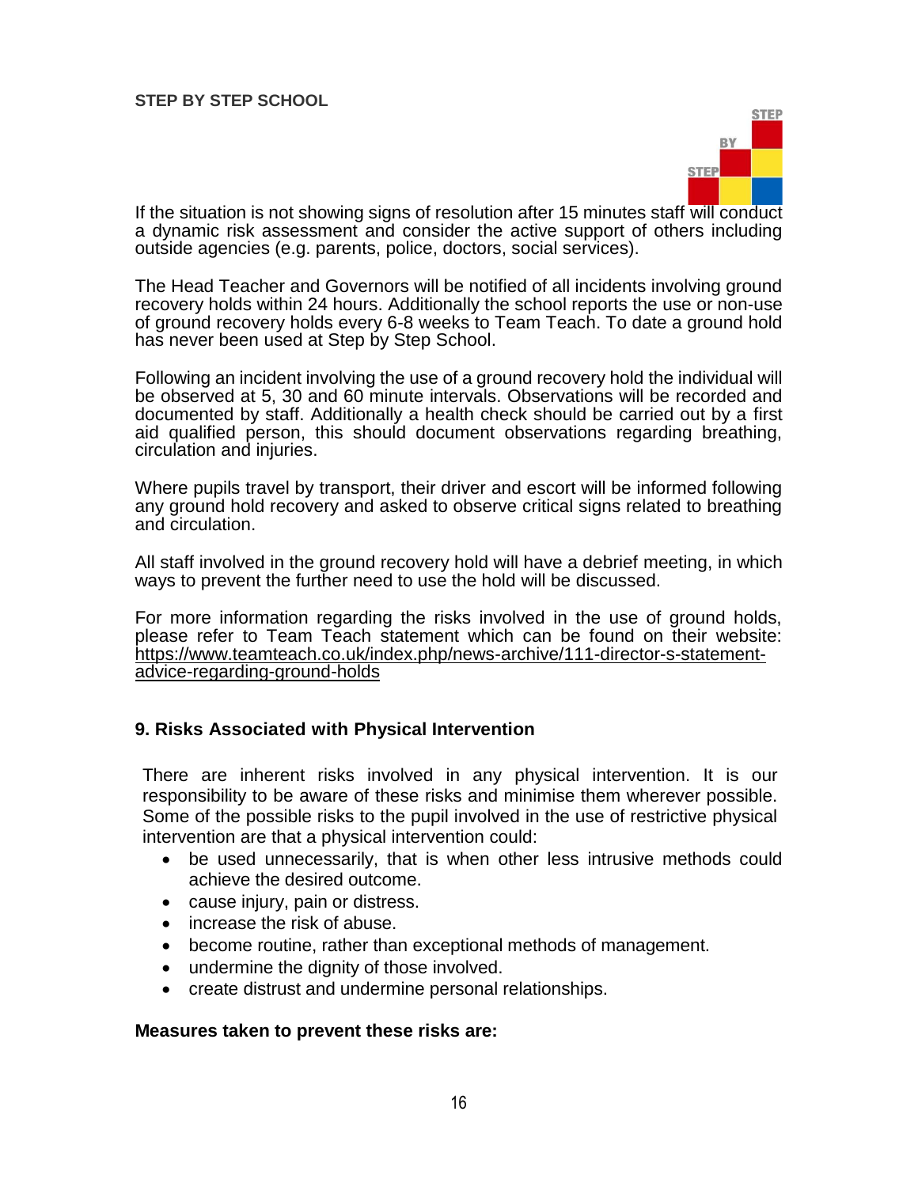If the situation is not showing signs of resolution after 15 minutes staff will conduct a dynamic risk assessment and consider the active support of others including outside agencies (e.g. parents, police, doctors, social services).

The Head Teacher and Governors will be notified of all incidents involving ground recovery holds within 24 hours. Additionally the school reports the use or non-use of ground recovery holds every 6-8 weeks to Team Teach. To date a ground hold has never been used at Step by Step School.

Following an incident involving the use of a ground recovery hold the individual will be observed at 5, 30 and 60 minute intervals. Observations will be recorded and documented by staff. Additionally a health check should be carried out by a first aid qualified person, this should document observations regarding breathing, circulation and injuries.

Where pupils travel by transport, their driver and escort will be informed following any ground hold recovery and asked to observe critical signs related to breathing and circulation.

All staff involved in the ground recovery hold will have a debrief meeting, in which ways to prevent the further need to use the hold will be discussed.

For more information regarding the risks involved in the use of ground holds, please refer to Team Teach statement which can be found on their website: https://www.teamteach.co.uk/index.php/news-archive/111-director-s-statement-advice-regarding-ground-holds

## 9. Risks Associated with Physical Intervention

There are inherent risks involved in any physical intervention. It is our responsibility to be aware of these risks and minimise them wherever possible. Some of the possible risks to the pupil involved in the use of restrictive physical intervention are that a physical intervention could:

- be used unnecessarily, that is when other less intrusive methods could achieve the desired outcome.
- cause injury, pain or distress.
- increase the risk of abuse.
- become routine, rather than exceptional methods of management.
- undermine the dignity of those involved.
- create distrust and undermine personal relationships.

**Measures taken to prevent these risks are:**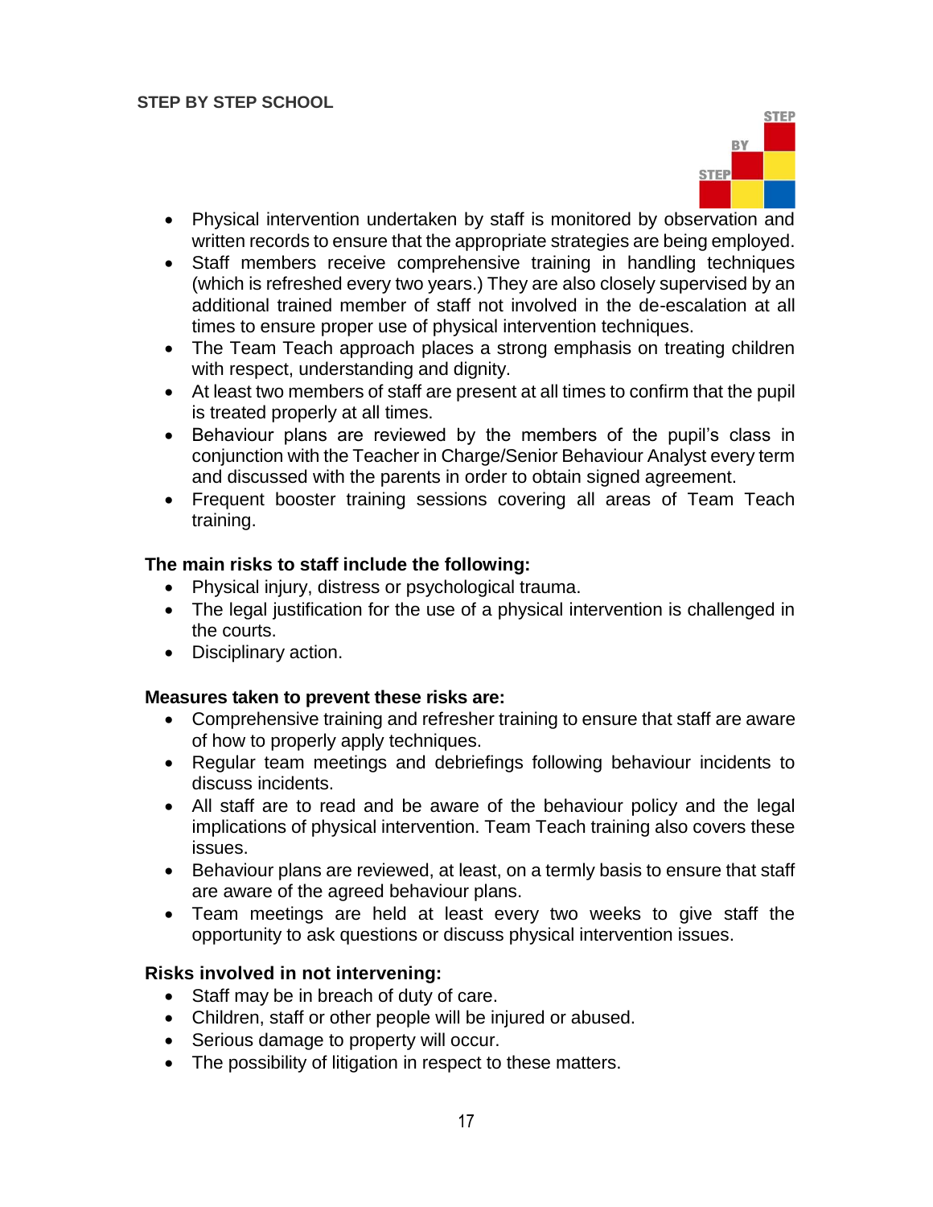- Physical intervention undertaken by staff is monitored by observation and written records to ensure that the appropriate strategies are being employed.
- Staff members receive comprehensive training in handling techniques (which is refreshed every two years.) They are also closely supervised by an additional trained member of staff not involved in the de-escalation at all times to ensure proper use of physical intervention techniques.
- The Team Teach approach places a strong emphasis on treating children with respect, understanding and dignity.
- At least two members of staff are present at all times to confirm that the pupil is treated properly at all times.
- Behaviour plans are reviewed by the members of the pupil's class in conjunction with the Teacher in Charge/Senior Behaviour Analyst every term and discussed with the parents in order to obtain signed agreement.
- Frequent booster training sessions covering all areas of Team Teach training.

**The main risks to staff include the following:**

- Physical injury, distress or psychological trauma.
- The legal justification for the use of a physical intervention is challenged in the courts.
- Disciplinary action.

**Measures taken to prevent these risks are:**

- Comprehensive training and refresher training to ensure that staff are aware of how to properly apply techniques.
- Regular team meetings and debriefings following behaviour incidents to discuss incidents.
- All staff are to read and be aware of the behaviour policy and the legal implications of physical intervention. Team Teach training also covers these issues.
- Behaviour plans are reviewed, at least, on a termly basis to ensure that staff are aware of the agreed behaviour plans.
- Team meetings are held at least every two weeks to give staff the opportunity to ask questions or discuss physical intervention issues.

**Risks involved in not intervening:**

- Staff may be in breach of duty of care.
- Children, staff or other people will be injured or abused.
- Serious damage to property will occur.
- The possibility of litigation in respect to these matters.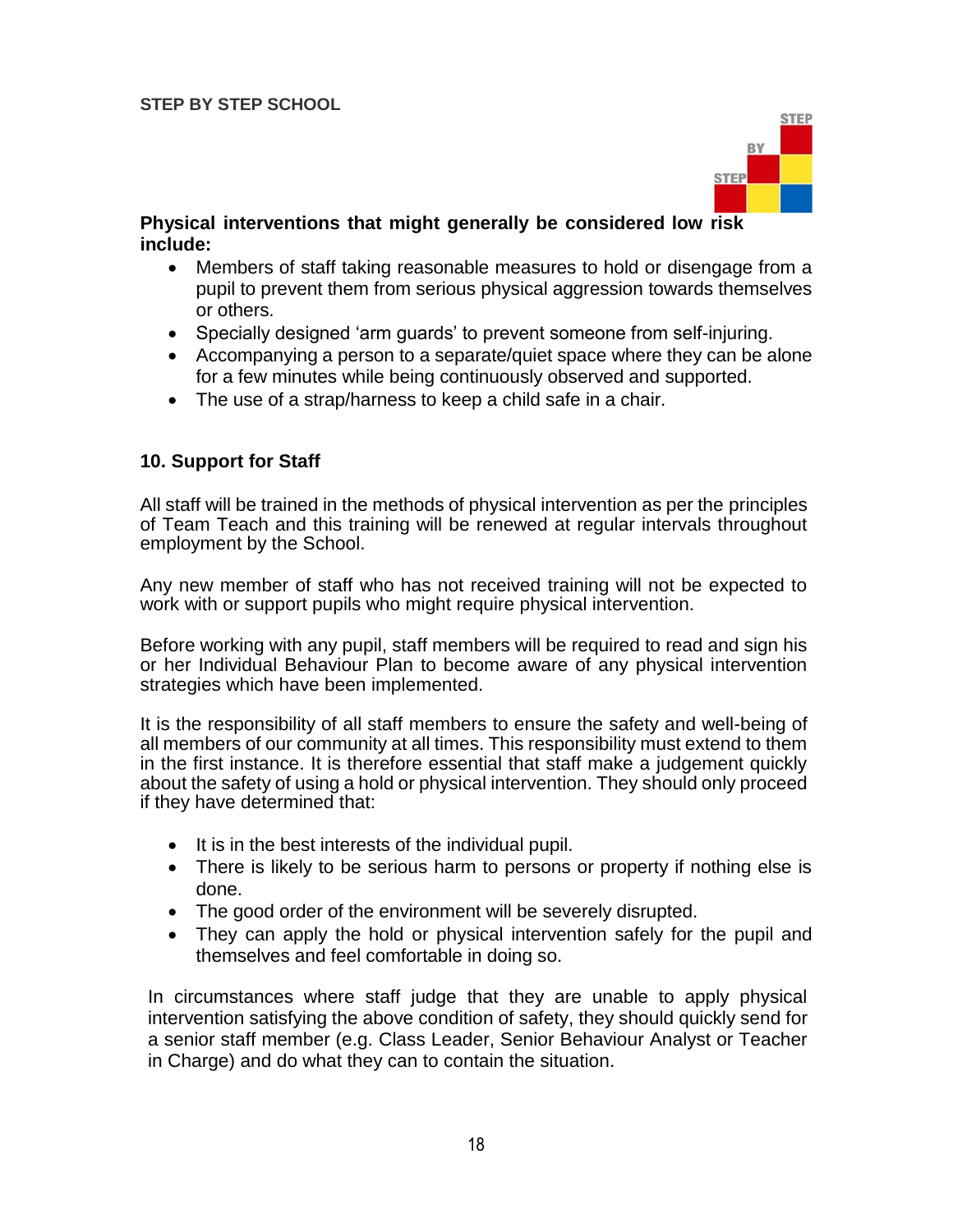**Physical interventions that might generally be considered low risk include:**

- Members of staff taking reasonable measures to hold or disengage from a pupil to prevent them from serious physical aggression towards themselves or others.
- Specially designed 'arm guards' to prevent someone from self-injuring.
- Accompanying a person to a separate/quiet space where they can be alone for a few minutes while being continuously observed and supported.
- The use of a strap/harness to keep a child safe in a chair.

## 10. Support for Staff

All staff will be trained in the methods of physical intervention as per the principles of Team Teach and this training will be renewed at regular intervals throughout employment by the School.

Any new member of staff who has not received training will not be expected to work with or support pupils who might require physical intervention.

Before working with any pupil, staff members will be required to read and sign his or her Individual Behaviour Plan to become aware of any physical intervention strategies which have been implemented.

It is the responsibility of all staff members to ensure the safety and well-being of all members of our community at all times. This responsibility must extend to them in the first instance. It is therefore essential that staff make a judgement quickly about the safety of using a hold or physical intervention. They should only proceed if they have determined that:

- It is in the best interests of the individual pupil.
- There is likely to be serious harm to persons or property if nothing else is done.
- The good order of the environment will be severely disrupted.
- They can apply the hold or physical intervention safely for the pupil and themselves and feel comfortable in doing so.

In circumstances where staff judge that they are unable to apply physical intervention satisfying the above condition of safety, they should quickly send for a senior staff member (e.g. Class Leader, Senior Behaviour Analyst or Teacher in Charge) and do what they can to contain the situation.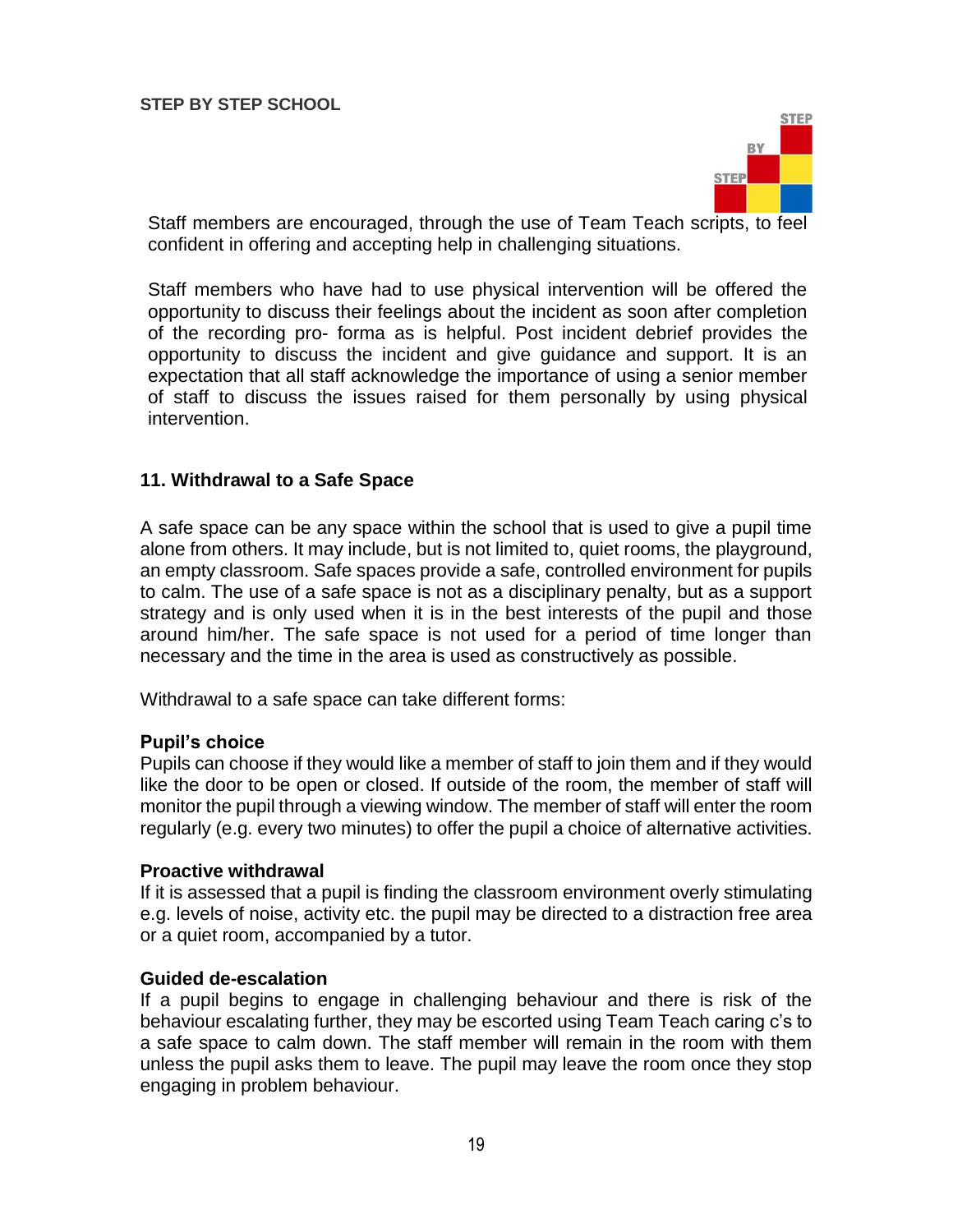Staff members are encouraged, through the use of Team Teach scripts, to feel confident in offering and accepting help in challenging situations.

Staff members who have had to use physical intervention will be offered the opportunity to discuss their feelings about the incident as soon after completion of the recording pro- forma as is helpful. Post incident debrief provides the opportunity to discuss the incident and give guidance and support. It is an expectation that all staff acknowledge the importance of using a senior member of staff to discuss the issues raised for them personally by using physical intervention.

## 11. Withdrawal to a Safe Space

A safe space can be any space within the school that is used to give a pupil time alone from others. It may include, but is not limited to, quiet rooms, the playground, an empty classroom. Safe spaces provide a safe, controlled environment for pupils to calm. The use of a safe space is not as a disciplinary penalty, but as a support strategy and is only used when it is in the best interests of the pupil and those around him/her. The safe space is not used for a period of time longer than necessary and the time in the area is used as constructively as possible.

Withdrawal to a safe space can take different forms:

**Pupil's choice**
Pupils can choose if they would like a member of staff to join them and if they would like the door to be open or closed. If outside of the room, the member of staff will monitor the pupil through a viewing window. The member of staff will enter the room regularly (e.g. every two minutes) to offer the pupil a choice of alternative activities.

**Proactive withdrawal**
If it is assessed that a pupil is finding the classroom environment overly stimulating e.g. levels of noise, activity etc. the pupil may be directed to a distraction free area or a quiet room, accompanied by a tutor.

**Guided de-escalation**
If a pupil begins to engage in challenging behaviour and there is risk of the behaviour escalating further, they may be escorted using Team Teach caring c's to a safe space to calm down. The staff member will remain in the room with them unless the pupil asks them to leave. The pupil may leave the room once they stop engaging in problem behaviour.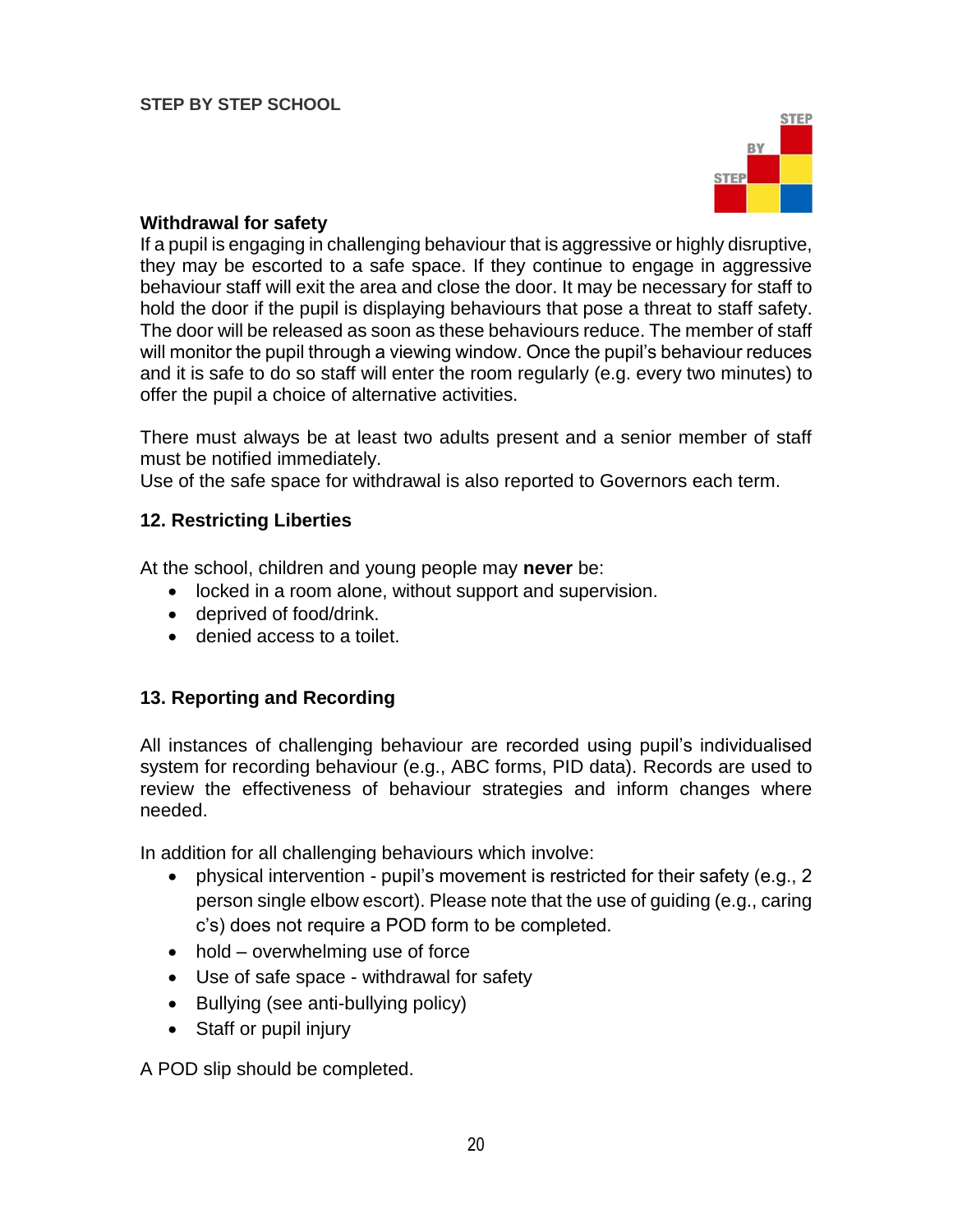**Withdrawal for safety**

If a pupil is engaging in challenging behaviour that is aggressive or highly disruptive, they may be escorted to a safe space. If they continue to engage in aggressive behaviour staff will exit the area and close the door. It may be necessary for staff to hold the door if the pupil is displaying behaviours that pose a threat to staff safety. The door will be released as soon as these behaviours reduce. The member of staff will monitor the pupil through a viewing window. Once the pupil's behaviour reduces and it is safe to do so staff will enter the room regularly (e.g. every two minutes) to offer the pupil a choice of alternative activities.

There must always be at least two adults present and a senior member of staff must be notified immediately.
Use of the safe space for withdrawal is also reported to Governors each term.

## 12. Restricting Liberties

At the school, children and young people may **never** be:

- locked in a room alone, without support and supervision.
- deprived of food/drink.
- denied access to a toilet.

## 13. Reporting and Recording

All instances of challenging behaviour are recorded using pupil's individualised system for recording behaviour (e.g., ABC forms, PID data). Records are used to review the effectiveness of behaviour strategies and inform changes where needed.

In addition for all challenging behaviours which involve:

- physical intervention - pupil's movement is restricted for their safety (e.g., 2 person single elbow escort). Please note that the use of guiding (e.g., caring c's) does not require a POD form to be completed.
- hold – overwhelming use of force
- Use of safe space - withdrawal for safety
- Bullying (see anti-bullying policy)
- Staff or pupil injury

A POD slip should be completed.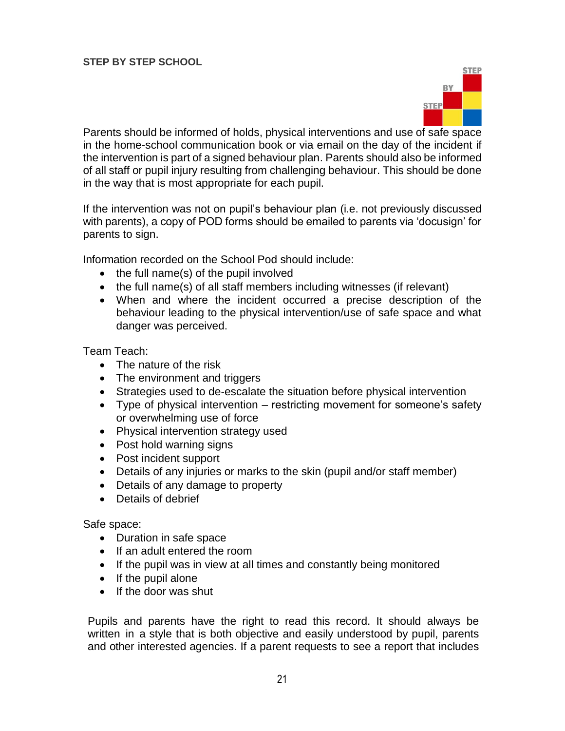Parents should be informed of holds, physical interventions and use of safe space in the home-school communication book or via email on the day of the incident if the intervention is part of a signed behaviour plan. Parents should also be informed of all staff or pupil injury resulting from challenging behaviour. This should be done in the way that is most appropriate for each pupil.

If the intervention was not on pupil's behaviour plan (i.e. not previously discussed with parents), a copy of POD forms should be emailed to parents via 'docusign' for parents to sign.

Information recorded on the School Pod should include:

- the full name(s) of the pupil involved
- the full name(s) of all staff members including witnesses (if relevant)
- When and where the incident occurred a precise description of the behaviour leading to the physical intervention/use of safe space and what danger was perceived.

Team Teach:

- The nature of the risk
- The environment and triggers
- Strategies used to de-escalate the situation before physical intervention
- Type of physical intervention – restricting movement for someone's safety or overwhelming use of force
- Physical intervention strategy used
- Post hold warning signs
- Post incident support
- Details of any injuries or marks to the skin (pupil and/or staff member)
- Details of any damage to property
- Details of debrief

Safe space:

- Duration in safe space
- If an adult entered the room
- If the pupil was in view at all times and constantly being monitored
- If the pupil alone
- If the door was shut

Pupils and parents have the right to read this record. It should always be written in a style that is both objective and easily understood by pupil, parents and other interested agencies. If a parent requests to see a report that includes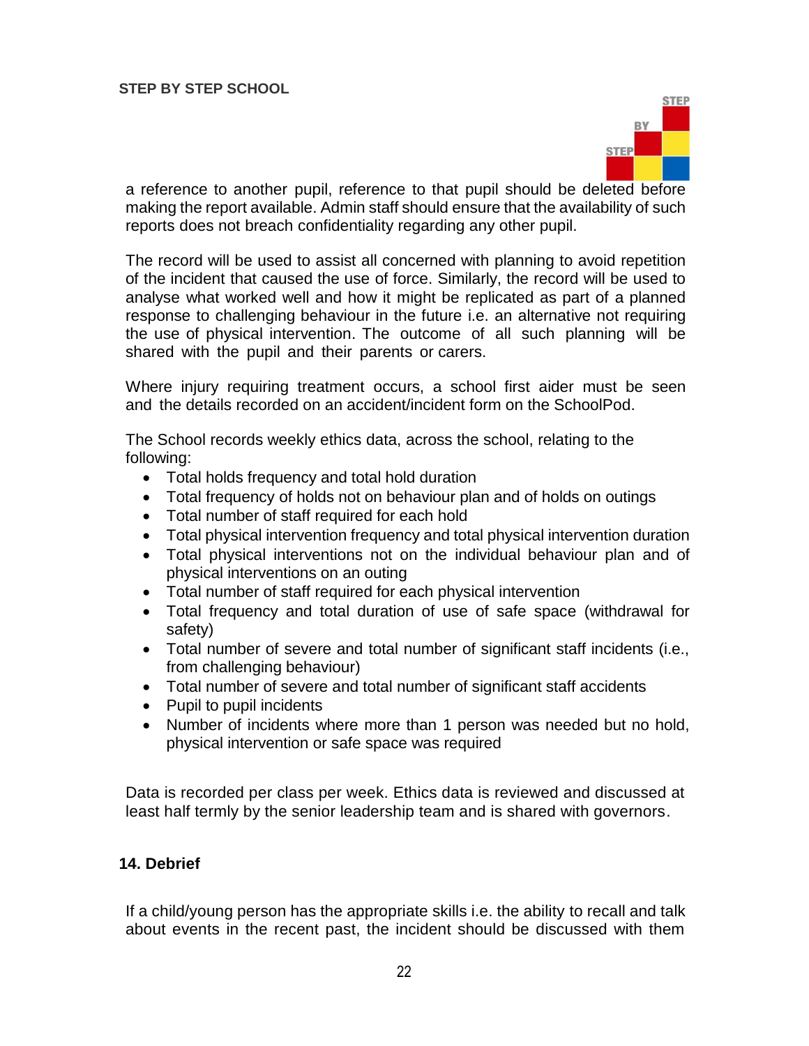a reference to another pupil, reference to that pupil should be deleted before making the report available. Admin staff should ensure that the availability of such reports does not breach confidentiality regarding any other pupil.

The record will be used to assist all concerned with planning to avoid repetition of the incident that caused the use of force. Similarly, the record will be used to analyse what worked well and how it might be replicated as part of a planned response to challenging behaviour in the future i.e. an alternative not requiring the use of physical intervention. The outcome of all such planning will be shared with the pupil and their parents or carers.

Where injury requiring treatment occurs, a school first aider must be seen and the details recorded on an accident/incident form on the SchoolPod.

The School records weekly ethics data, across the school, relating to the following:

- Total holds frequency and total hold duration
- Total frequency of holds not on behaviour plan and of holds on outings
- Total number of staff required for each hold
- Total physical intervention frequency and total physical intervention duration
- Total physical interventions not on the individual behaviour plan and of physical interventions on an outing
- Total number of staff required for each physical intervention
- Total frequency and total duration of use of safe space (withdrawal for safety)
- Total number of severe and total number of significant staff incidents (i.e., from challenging behaviour)
- Total number of severe and total number of significant staff accidents
- Pupil to pupil incidents
- Number of incidents where more than 1 person was needed but no hold, physical intervention or safe space was required

Data is recorded per class per week. Ethics data is reviewed and discussed at least half termly by the senior leadership team and is shared with governors.

## 14. Debrief

If a child/young person has the appropriate skills i.e. the ability to recall and talk about events in the recent past, the incident should be discussed with them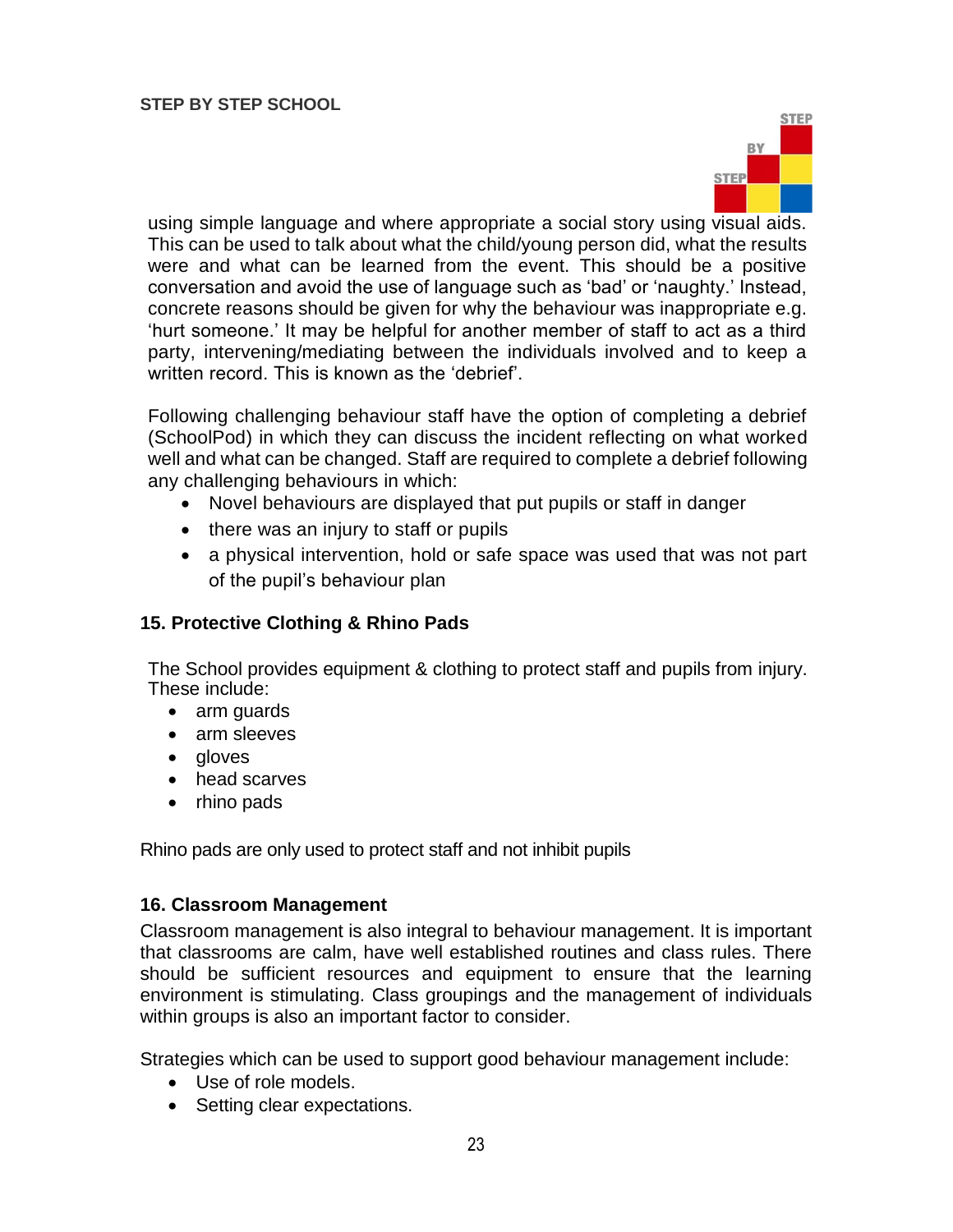using simple language and where appropriate a social story using visual aids. This can be used to talk about what the child/young person did, what the results were and what can be learned from the event. This should be a positive conversation and avoid the use of language such as 'bad' or 'naughty.' Instead, concrete reasons should be given for why the behaviour was inappropriate e.g. 'hurt someone.' It may be helpful for another member of staff to act as a third party, intervening/mediating between the individuals involved and to keep a written record. This is known as the 'debrief'.

Following challenging behaviour staff have the option of completing a debrief (SchoolPod) in which they can discuss the incident reflecting on what worked well and what can be changed. Staff are required to complete a debrief following any challenging behaviours in which:

- Novel behaviours are displayed that put pupils or staff in danger
- there was an injury to staff or pupils
- a physical intervention, hold or safe space was used that was not part of the pupil's behaviour plan

## 15. Protective Clothing & Rhino Pads

The School provides equipment & clothing to protect staff and pupils from injury. These include:

- arm guards
- arm sleeves
- gloves
- head scarves
- rhino pads

Rhino pads are only used to protect staff and not inhibit pupils

## 16. Classroom Management

Classroom management is also integral to behaviour management. It is important that classrooms are calm, have well established routines and class rules. There should be sufficient resources and equipment to ensure that the learning environment is stimulating. Class groupings and the management of individuals within groups is also an important factor to consider.

Strategies which can be used to support good behaviour management include:

- Use of role models.
- Setting clear expectations.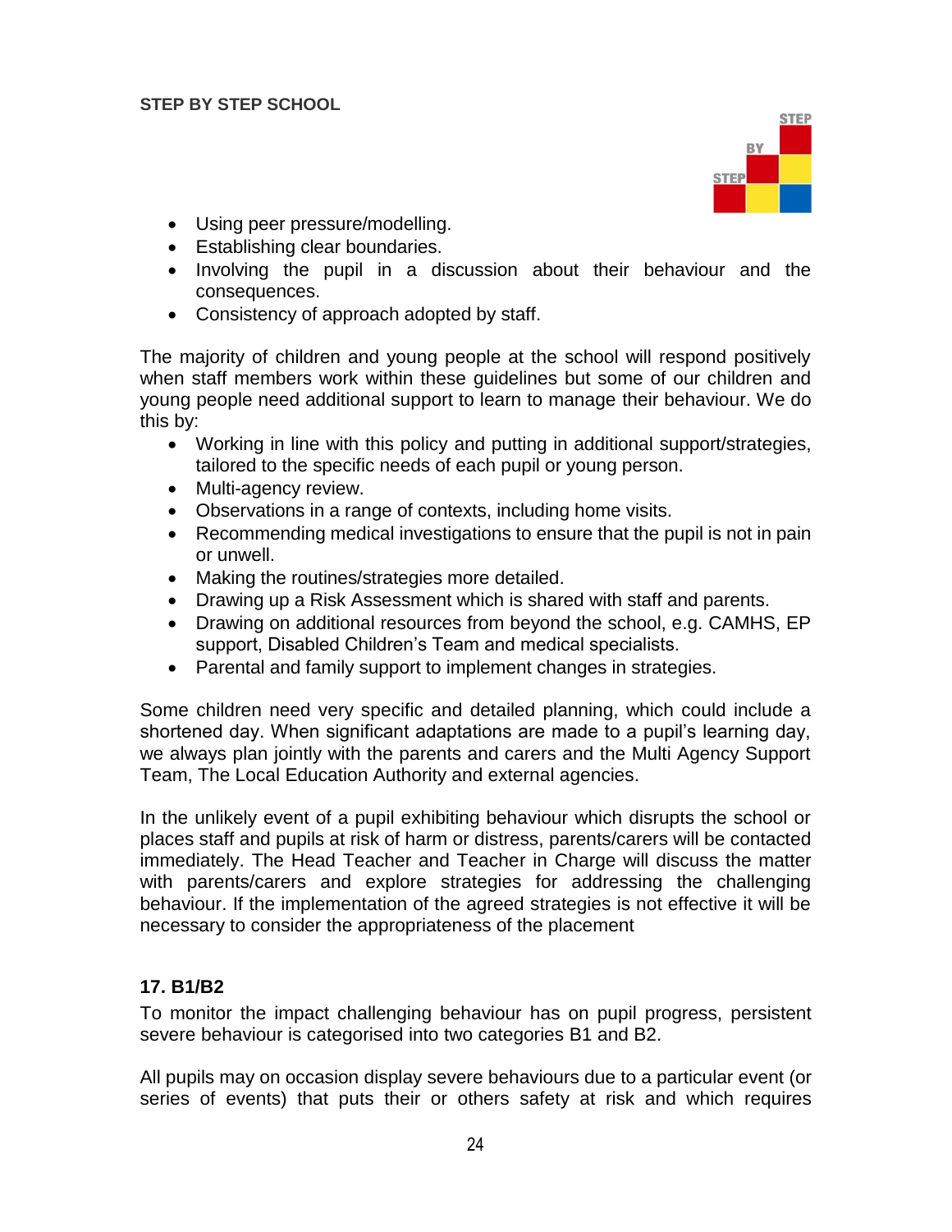- Using peer pressure/modelling.
- Establishing clear boundaries.
- Involving the pupil in a discussion about their behaviour and the consequences.
- Consistency of approach adopted by staff.

The majority of children and young people at the school will respond positively when staff members work within these guidelines but some of our children and young people need additional support to learn to manage their behaviour. We do this by:

- Working in line with this policy and putting in additional support/strategies, tailored to the specific needs of each pupil or young person.
- Multi-agency review.
- Observations in a range of contexts, including home visits.
- Recommending medical investigations to ensure that the pupil is not in pain or unwell.
- Making the routines/strategies more detailed.
- Drawing up a Risk Assessment which is shared with staff and parents.
- Drawing on additional resources from beyond the school, e.g. CAMHS, EP support, Disabled Children's Team and medical specialists.
- Parental and family support to implement changes in strategies.

Some children need very specific and detailed planning, which could include a shortened day. When significant adaptations are made to a pupil's learning day, we always plan jointly with the parents and carers and the Multi Agency Support Team, The Local Education Authority and external agencies.

In the unlikely event of a pupil exhibiting behaviour which disrupts the school or places staff and pupils at risk of harm or distress, parents/carers will be contacted immediately. The Head Teacher and Teacher in Charge will discuss the matter with parents/carers and explore strategies for addressing the challenging behaviour. If the implementation of the agreed strategies is not effective it will be necessary to consider the appropriateness of the placement

## 17. B1/B2

To monitor the impact challenging behaviour has on pupil progress, persistent severe behaviour is categorised into two categories B1 and B2.

All pupils may on occasion display severe behaviours due to a particular event (or series of events) that puts their or others safety at risk and which requires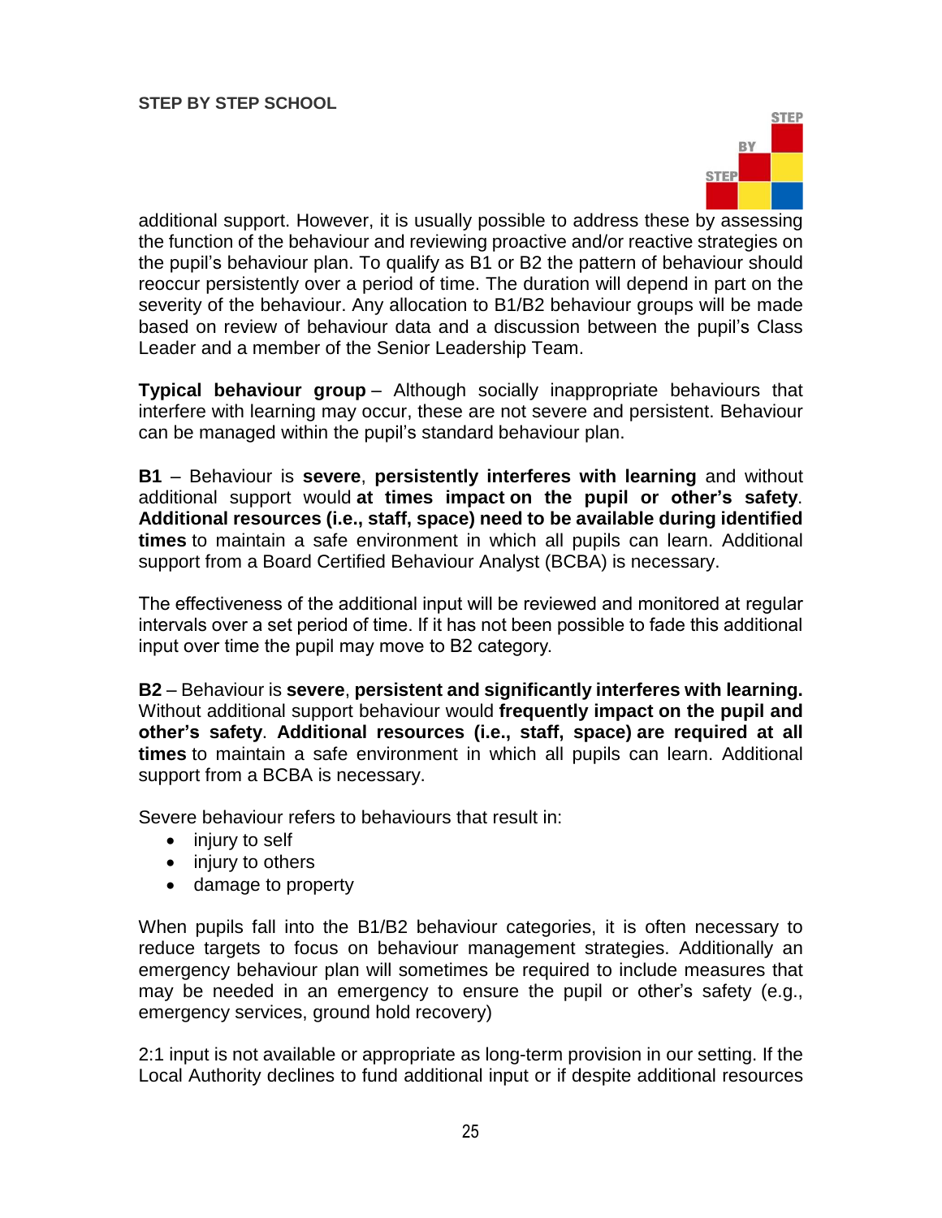additional support. However, it is usually possible to address these by assessing the function of the behaviour and reviewing proactive and/or reactive strategies on the pupil's behaviour plan. To qualify as B1 or B2 the pattern of behaviour should reoccur persistently over a period of time. The duration will depend in part on the severity of the behaviour. Any allocation to B1/B2 behaviour groups will be made based on review of behaviour data and a discussion between the pupil's Class Leader and a member of the Senior Leadership Team.

**Typical behaviour group** – Although socially inappropriate behaviours that interfere with learning may occur, these are not severe and persistent. Behaviour can be managed within the pupil's standard behaviour plan.

**B1** – Behaviour is **severe**, **persistently interferes with learning** and without additional support would **at times impact on the pupil or other's safety**. **Additional resources (i.e., staff, space) need to be available during identified times** to maintain a safe environment in which all pupils can learn. Additional support from a Board Certified Behaviour Analyst (BCBA) is necessary.

The effectiveness of the additional input will be reviewed and monitored at regular intervals over a set period of time. If it has not been possible to fade this additional input over time the pupil may move to B2 category.

**B2** – Behaviour is **severe**, **persistent and significantly interferes with learning.** Without additional support behaviour would **frequently impact on the pupil and other's safety**. **Additional resources (i.e., staff, space) are required at all times** to maintain a safe environment in which all pupils can learn. Additional support from a BCBA is necessary.

Severe behaviour refers to behaviours that result in:

- injury to self
- injury to others
- damage to property

When pupils fall into the B1/B2 behaviour categories, it is often necessary to reduce targets to focus on behaviour management strategies. Additionally an emergency behaviour plan will sometimes be required to include measures that may be needed in an emergency to ensure the pupil or other's safety (e.g., emergency services, ground hold recovery)

2:1 input is not available or appropriate as long-term provision in our setting. If the Local Authority declines to fund additional input or if despite additional resources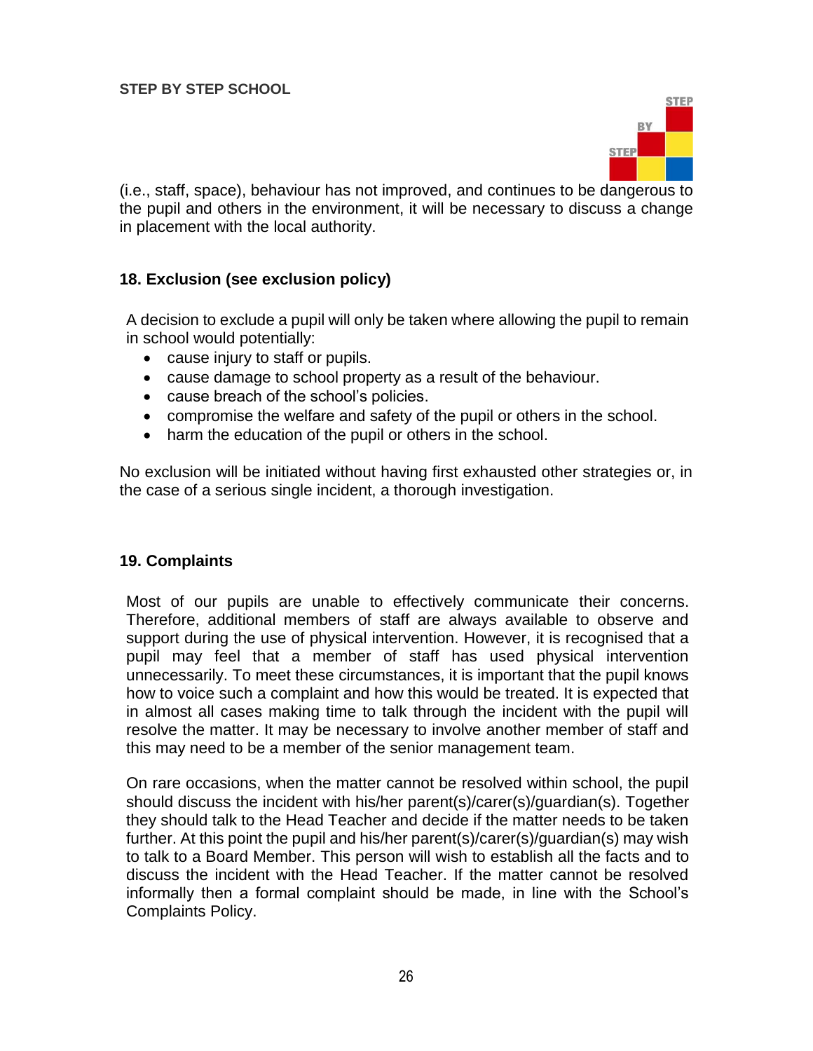(i.e., staff, space), behaviour has not improved, and continues to be dangerous to the pupil and others in the environment, it will be necessary to discuss a change in placement with the local authority.

## 18. Exclusion (see exclusion policy)

A decision to exclude a pupil will only be taken where allowing the pupil to remain in school would potentially:

- cause injury to staff or pupils.
- cause damage to school property as a result of the behaviour.
- cause breach of the school's policies.
- compromise the welfare and safety of the pupil or others in the school.
- harm the education of the pupil or others in the school.

No exclusion will be initiated without having first exhausted other strategies or, in the case of a serious single incident, a thorough investigation.

## 19. Complaints

Most of our pupils are unable to effectively communicate their concerns. Therefore, additional members of staff are always available to observe and support during the use of physical intervention. However, it is recognised that a pupil may feel that a member of staff has used physical intervention unnecessarily. To meet these circumstances, it is important that the pupil knows how to voice such a complaint and how this would be treated. It is expected that in almost all cases making time to talk through the incident with the pupil will resolve the matter. It may be necessary to involve another member of staff and this may need to be a member of the senior management team.

On rare occasions, when the matter cannot be resolved within school, the pupil should discuss the incident with his/her parent(s)/carer(s)/guardian(s). Together they should talk to the Head Teacher and decide if the matter needs to be taken further. At this point the pupil and his/her parent(s)/carer(s)/guardian(s) may wish to talk to a Board Member. This person will wish to establish all the facts and to discuss the incident with the Head Teacher. If the matter cannot be resolved informally then a formal complaint should be made, in line with the School's Complaints Policy.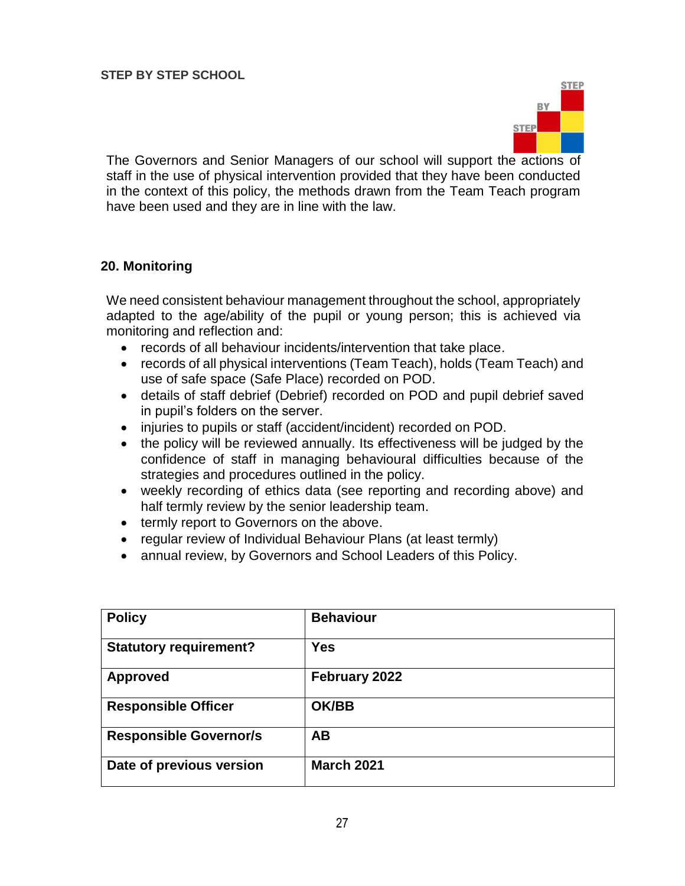The Governors and Senior Managers of our school will support the actions of staff in the use of physical intervention provided that they have been conducted in the context of this policy, the methods drawn from the Team Teach program have been used and they are in line with the law.

## 20. Monitoring

We need consistent behaviour management throughout the school, appropriately adapted to the age/ability of the pupil or young person; this is achieved via monitoring and reflection and:

- records of all behaviour incidents/intervention that take place.
- records of all physical interventions (Team Teach), holds (Team Teach) and use of safe space (Safe Place) recorded on POD.
- details of staff debrief (Debrief) recorded on POD and pupil debrief saved in pupil's folders on the server.
- injuries to pupils or staff (accident/incident) recorded on POD.
- the policy will be reviewed annually. Its effectiveness will be judged by the confidence of staff in managing behavioural difficulties because of the strategies and procedures outlined in the policy.
- weekly recording of ethics data (see reporting and recording above) and half termly review by the senior leadership team.
- termly report to Governors on the above.
- regular review of Individual Behaviour Plans (at least termly)
- annual review, by Governors and School Leaders of this Policy.

| **Policy** | **Behaviour** |
|---|---|
| **Statutory requirement?** | **Yes** |
| **Approved** | **February 2022** |
| **Responsible Officer** | **OK/BB** |
| **Responsible Governor/s** | **AB** |
| **Date of previous version** | **March 2021** |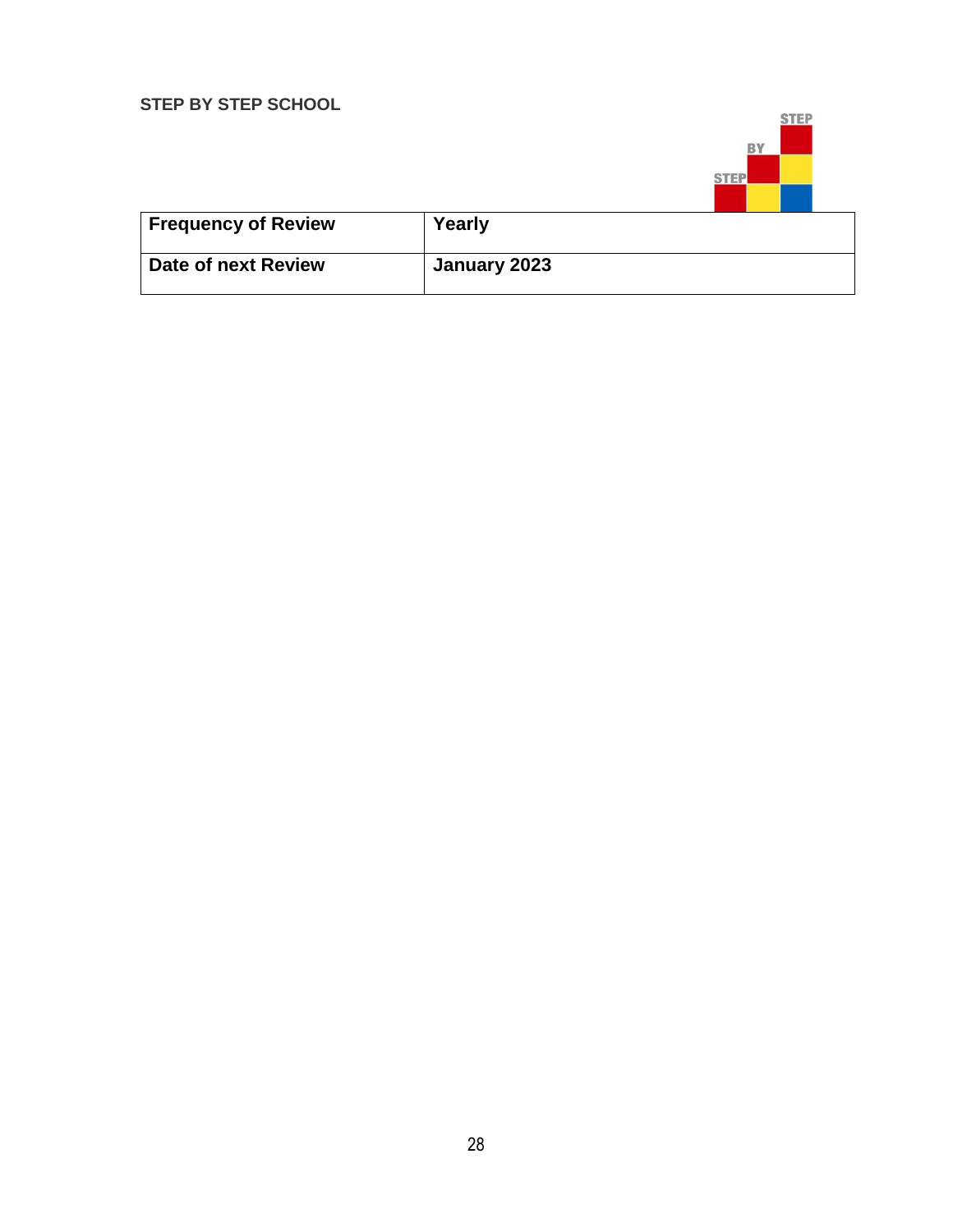**STEP BY STEP SCHOOL**

| | |
|---|---|
| **Frequency of Review** | **Yearly** |
| **Date of next Review** | **January 2023** |